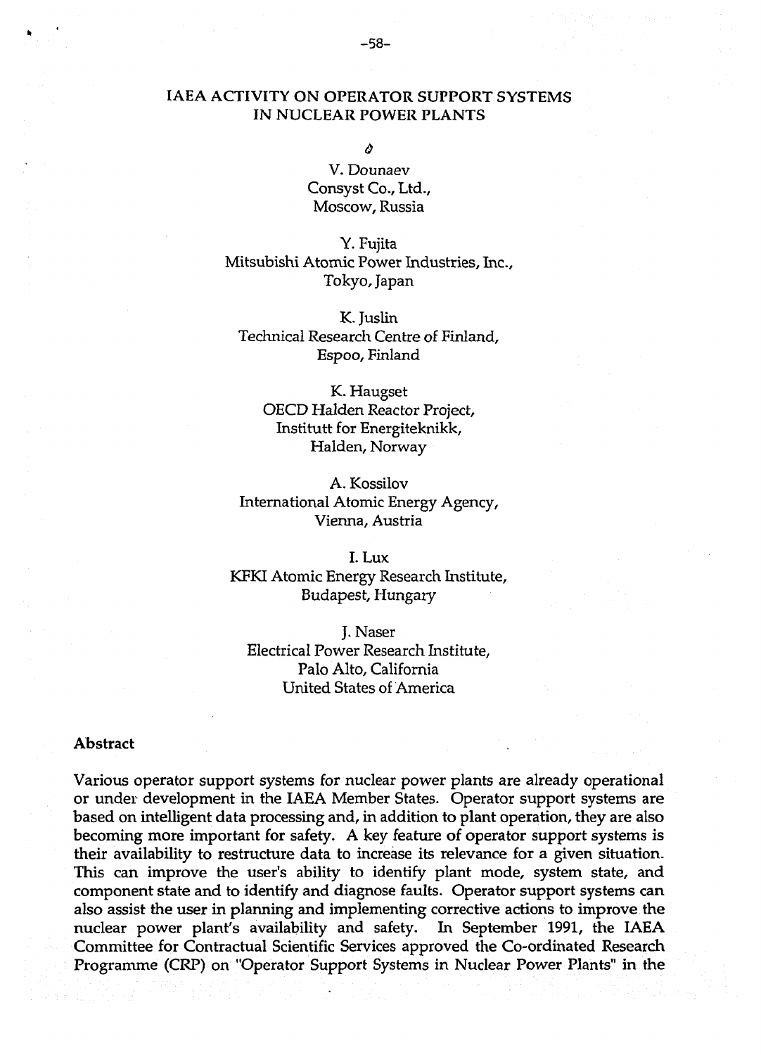# IAEA ACTIVITY ON OPERATOR SUPPORT SYSTEMS IN NUCLEAR POWER PLANTS

V. Dounaev
Consyst Co., Ltd.,
Moscow, Russia

Y. Fujita
Mitsubishi Atomic Power Industries, Inc.,
Tokyo, Japan

K. Juslin
Technical Research Centre of Finland,
Espoo, Finland

K. Haugset
OECD Halden Reactor Project,
Institutt for Energiteknikk,
Halden, Norway

A. Kossilov
International Atomic Energy Agency,
Vienna, Austria

I. Lux
KFKI Atomic Energy Research Institute,
Budapest, Hungary

J. Naser
Electrical Power Research Institute,
Palo Alto, California
United States of America

## Abstract

Various operator support systems for nuclear power plants are already operational or under development in the IAEA Member States. Operator support systems are based on intelligent data processing and, in addition to plant operation, they are also becoming more important for safety. A key feature of operator support systems is their availability to restructure data to increase its relevance for a given situation. This can improve the user's ability to identify plant mode, system state, and component state and to identify and diagnose faults. Operator support systems can also assist the user in planning and implementing corrective actions to improve the nuclear power plant's availability and safety. In September 1991, the IAEA Committee for Contractual Scientific Services approved the Co-ordinated Research Programme (CRP) on "Operator Support Systems in Nuclear Power Plants" in the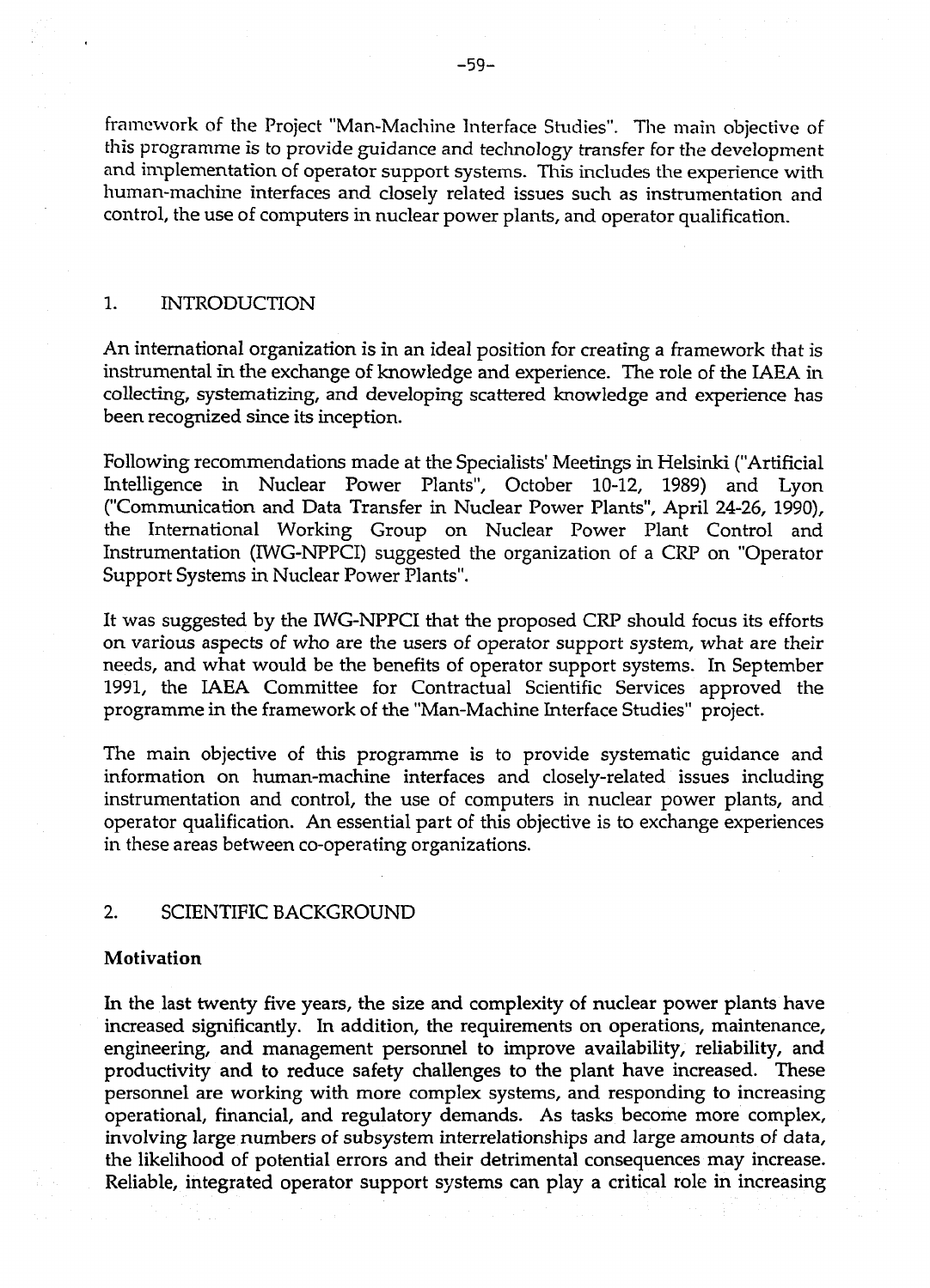framework of the Project "Man-Machine Interface Studies". The main objective of this programme is to provide guidance and technology transfer for the development and implementation of operator support systems. This includes the experience with human-machine interfaces and closely related issues such as instrumentation and control, the use of computers in nuclear power plants, and operator qualification.

## 1. INTRODUCTION

An international organization is in an ideal position for creating a framework that is instrumental in the exchange of knowledge and experience. The role of the IAEA in collecting, systematizing, and developing scattered knowledge and experience has been recognized since its inception.

Following recommendations made at the Specialists' Meetings in Helsinki ("Artificial Intelligence in Nuclear Power Plants", October 10-12, 1989) and Lyon ("Communication and Data Transfer in Nuclear Power Plants", April 24-26, 1990), the International Working Group on Nuclear Power Plant Control and Instrumentation (IWG-NPPCI) suggested the organization of a CRP on "Operator Support Systems in Nuclear Power Plants".

It was suggested by the IWG-NPPCI that the proposed CRP should focus its efforts on various aspects of who are the users of operator support system, what are their needs, and what would be the benefits of operator support systems. In September 1991, the IAEA Committee for Contractual Scientific Services approved the programme in the framework of the "Man-Machine Interface Studies" project.

The main objective of this programme is to provide systematic guidance and information on human-machine interfaces and closely-related issues including instrumentation and control, the use of computers in nuclear power plants, and operator qualification. An essential part of this objective is to exchange experiences in these areas between co-operating organizations.

## 2. SCIENTIFIC BACKGROUND

### Motivation

In the last twenty five years, the size and complexity of nuclear power plants have increased significantly. In addition, the requirements on operations, maintenance, engineering, and management personnel to improve availability, reliability, and productivity and to reduce safety challenges to the plant have increased. These personnel are working with more complex systems, and responding to increasing operational, financial, and regulatory demands. As tasks become more complex, involving large numbers of subsystem interrelationships and large amounts of data, the likelihood of potential errors and their detrimental consequences may increase. Reliable, integrated operator support systems can play a critical role in increasing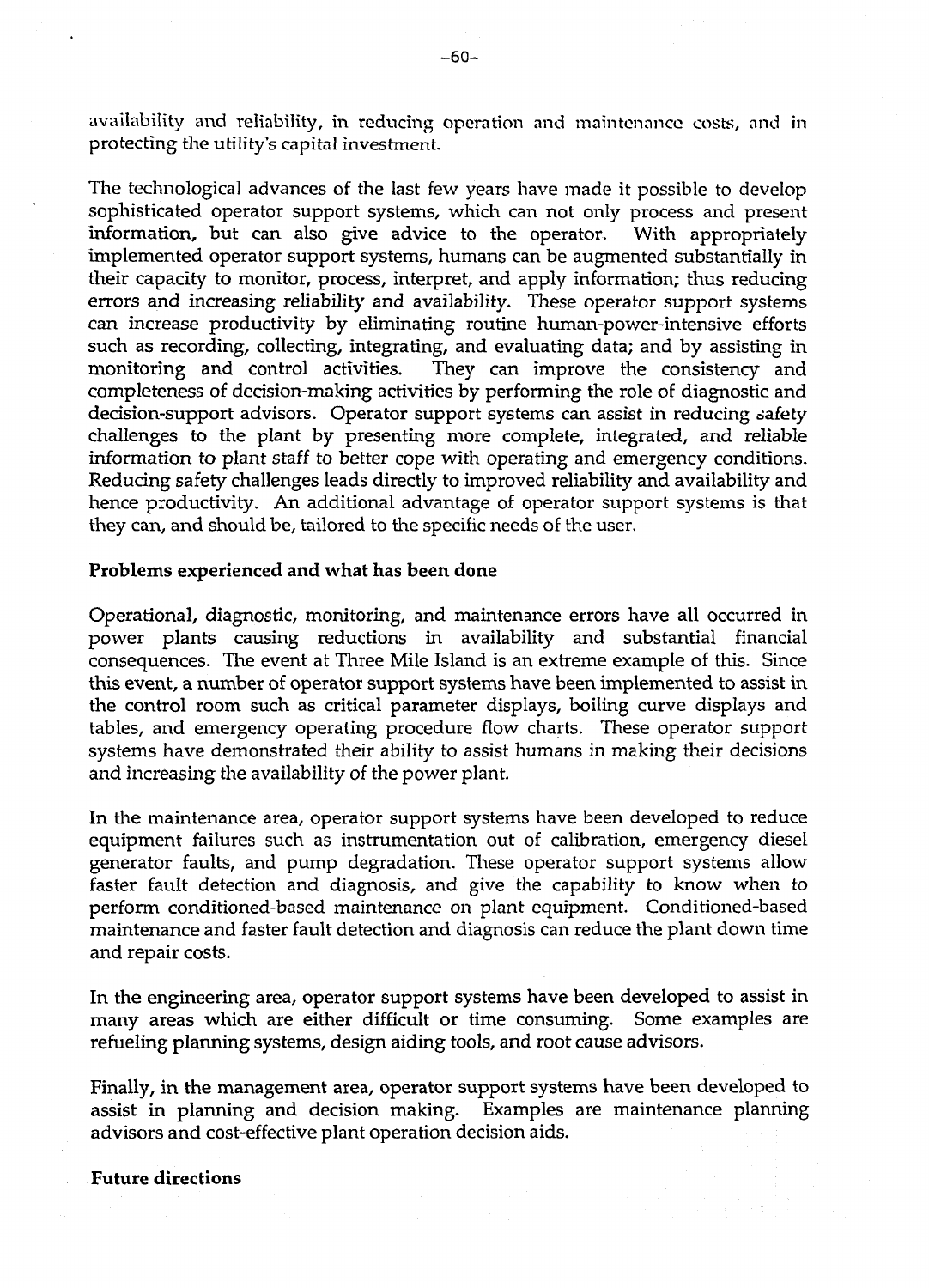availability and reliability, in reducing operation and maintenance costs, and in protecting the utility's capital investment.

The technological advances of the last few years have made it possible to develop sophisticated operator support systems, which can not only process and present information, but can also give advice to the operator. With appropriately implemented operator support systems, humans can be augmented substantially in their capacity to monitor, process, interpret, and apply information; thus reducing errors and increasing reliability and availability. These operator support systems can increase productivity by eliminating routine human-power-intensive efforts such as recording, collecting, integrating, and evaluating data; and by assisting in monitoring and control activities. They can improve the consistency and completeness of decision-making activities by performing the role of diagnostic and decision-support advisors. Operator support systems can assist in reducing safety challenges to the plant by presenting more complete, integrated, and reliable information to plant staff to better cope with operating and emergency conditions. Reducing safety challenges leads directly to improved reliability and availability and hence productivity. An additional advantage of operator support systems is that they can, and should be, tailored to the specific needs of the user.

**Problems experienced and what has been done**

Operational, diagnostic, monitoring, and maintenance errors have all occurred in power plants causing reductions in availability and substantial financial consequences. The event at Three Mile Island is an extreme example of this. Since this event, a number of operator support systems have been implemented to assist in the control room such as critical parameter displays, boiling curve displays and tables, and emergency operating procedure flow charts. These operator support systems have demonstrated their ability to assist humans in making their decisions and increasing the availability of the power plant.

In the maintenance area, operator support systems have been developed to reduce equipment failures such as instrumentation out of calibration, emergency diesel generator faults, and pump degradation. These operator support systems allow faster fault detection and diagnosis, and give the capability to know when to perform conditioned-based maintenance on plant equipment. Conditioned-based maintenance and faster fault detection and diagnosis can reduce the plant down time and repair costs.

In the engineering area, operator support systems have been developed to assist in many areas which are either difficult or time consuming. Some examples are refueling planning systems, design aiding tools, and root cause advisors.

Finally, in the management area, operator support systems have been developed to assist in planning and decision making. Examples are maintenance planning advisors and cost-effective plant operation decision aids.

**Future directions**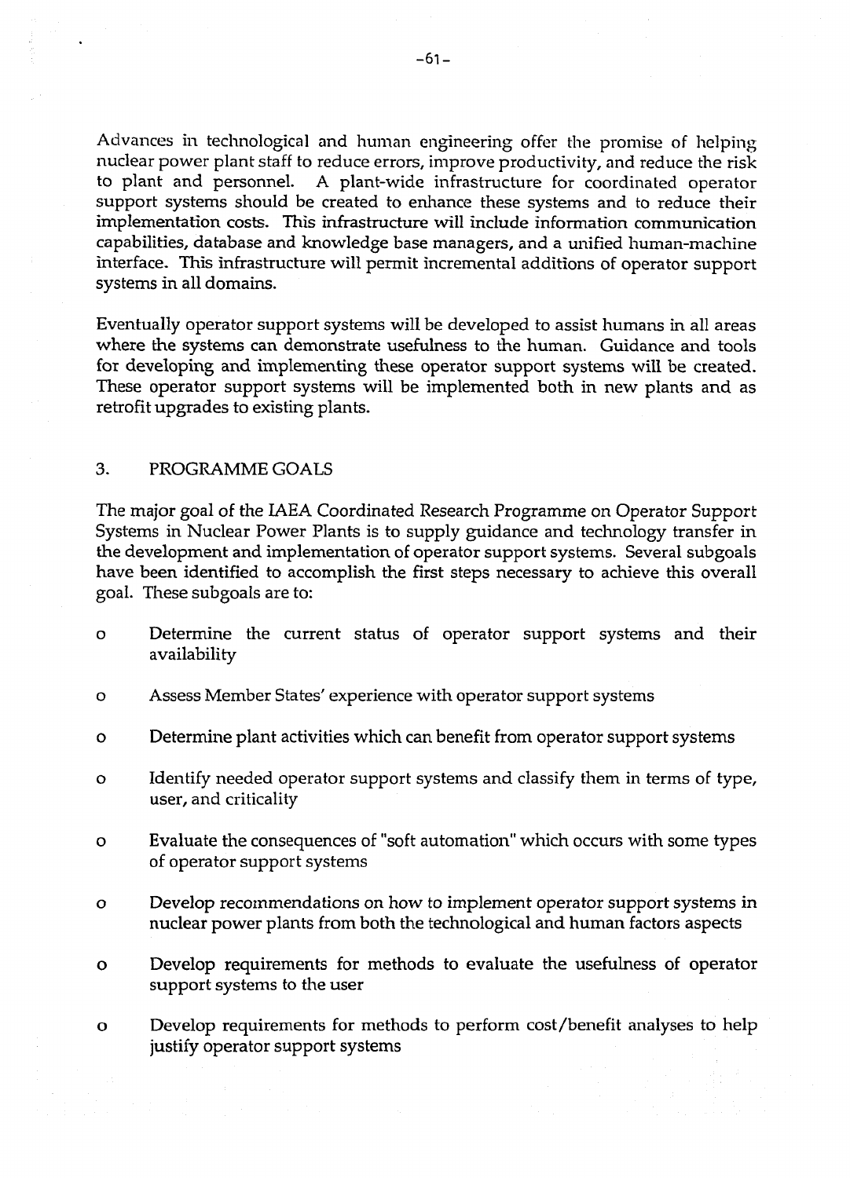Advances in technological and human engineering offer the promise of helping nuclear power plant staff to reduce errors, improve productivity, and reduce the risk to plant and personnel. A plant-wide infrastructure for coordinated operator support systems should be created to enhance these systems and to reduce their implementation costs. This infrastructure will include information communication capabilities, database and knowledge base managers, and a unified human-machine interface. This infrastructure will permit incremental additions of operator support systems in all domains.

Eventually operator support systems will be developed to assist humans in all areas where the systems can demonstrate usefulness to the human. Guidance and tools for developing and implementing these operator support systems will be created. These operator support systems will be implemented both in new plants and as retrofit upgrades to existing plants.

## 3. PROGRAMME GOALS

The major goal of the IAEA Coordinated Research Programme on Operator Support Systems in Nuclear Power Plants is to supply guidance and technology transfer in the development and implementation of operator support systems. Several subgoals have been identified to accomplish the first steps necessary to achieve this overall goal. These subgoals are to:

- Determine the current status of operator support systems and their availability
- Assess Member States' experience with operator support systems
- Determine plant activities which can benefit from operator support systems
- Identify needed operator support systems and classify them in terms of type, user, and criticality
- Evaluate the consequences of "soft automation" which occurs with some types of operator support systems
- Develop recommendations on how to implement operator support systems in nuclear power plants from both the technological and human factors aspects
- Develop requirements for methods to evaluate the usefulness of operator support systems to the user
- Develop requirements for methods to perform cost/benefit analyses to help justify operator support systems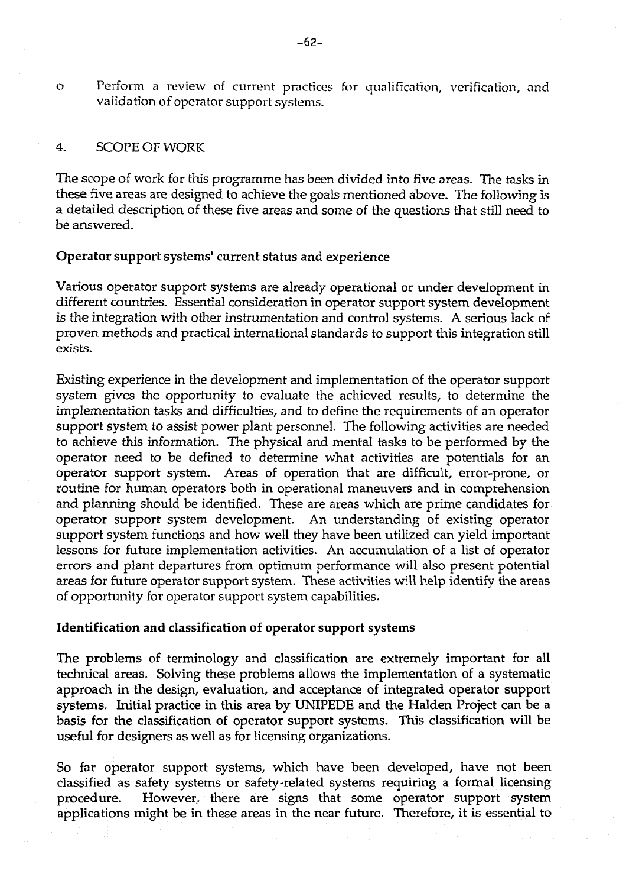- Perform a review of current practices for qualification, verification, and validation of operator support systems.

## 4. SCOPE OF WORK

The scope of work for this programme has been divided into five areas. The tasks in these five areas are designed to achieve the goals mentioned above. The following is a detailed description of these five areas and some of the questions that still need to be answered.

### Operator support systems' current status and experience

Various operator support systems are already operational or under development in different countries. Essential consideration in operator support system development is the integration with other instrumentation and control systems. A serious lack of proven methods and practical international standards to support this integration still exists.

Existing experience in the development and implementation of the operator support system gives the opportunity to evaluate the achieved results, to determine the implementation tasks and difficulties, and to define the requirements of an operator support system to assist power plant personnel. The following activities are needed to achieve this information. The physical and mental tasks to be performed by the operator need to be defined to determine what activities are potentials for an operator support system. Areas of operation that are difficult, error-prone, or routine for human operators both in operational maneuvers and in comprehension and planning should be identified. These are areas which are prime candidates for operator support system development. An understanding of existing operator support system functions and how well they have been utilized can yield important lessons for future implementation activities. An accumulation of a list of operator errors and plant departures from optimum performance will also present potential areas for future operator support system. These activities will help identify the areas of opportunity for operator support system capabilities.

### Identification and classification of operator support systems

The problems of terminology and classification are extremely important for all technical areas. Solving these problems allows the implementation of a systematic approach in the design, evaluation, and acceptance of integrated operator support systems. Initial practice in this area by UNIPEDE and the Halden Project can be a basis for the classification of operator support systems. This classification will be useful for designers as well as for licensing organizations.

So far operator support systems, which have been developed, have not been classified as safety systems or safety-related systems requiring a formal licensing procedure. However, there are signs that some operator support system applications might be in these areas in the near future. Therefore, it is essential to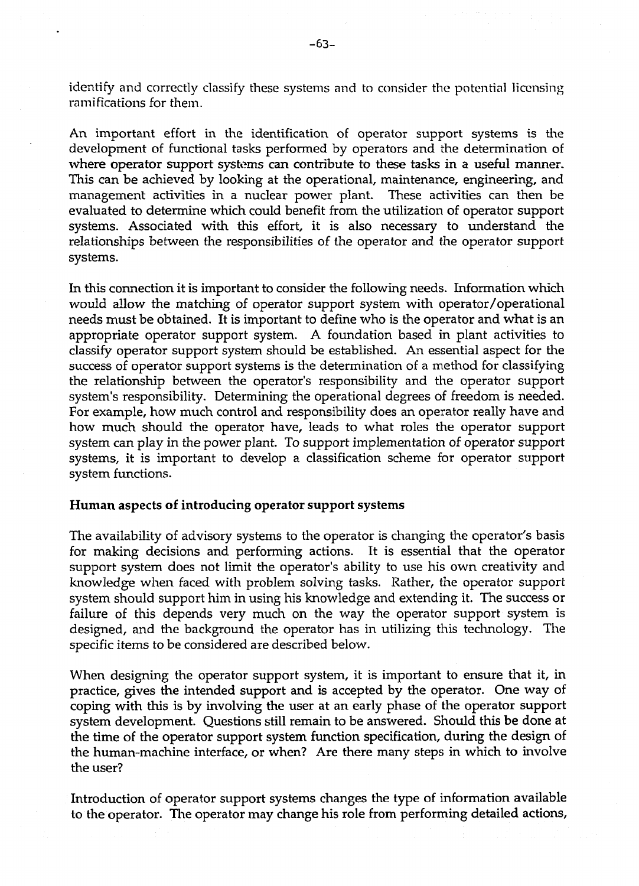identify and correctly classify these systems and to consider the potential licensing ramifications for them.

An important effort in the identification of operator support systems is the development of functional tasks performed by operators and the determination of where operator support systems can contribute to these tasks in a useful manner. This can be achieved by looking at the operational, maintenance, engineering, and management activities in a nuclear power plant. These activities can then be evaluated to determine which could benefit from the utilization of operator support systems. Associated with this effort, it is also necessary to understand the relationships between the responsibilities of the operator and the operator support systems.

In this connection it is important to consider the following needs. Information which would allow the matching of operator support system with operator/operational needs must be obtained. It is important to define who is the operator and what is an appropriate operator support system. A foundation based in plant activities to classify operator support system should be established. An essential aspect for the success of operator support systems is the determination of a method for classifying the relationship between the operator's responsibility and the operator support system's responsibility. Determining the operational degrees of freedom is needed. For example, how much control and responsibility does an operator really have and how much should the operator have, leads to what roles the operator support system can play in the power plant. To support implementation of operator support systems, it is important to develop a classification scheme for operator support system functions.

### Human aspects of introducing operator support systems

The availability of advisory systems to the operator is changing the operator's basis for making decisions and performing actions. It is essential that the operator support system does not limit the operator's ability to use his own creativity and knowledge when faced with problem solving tasks. Rather, the operator support system should support him in using his knowledge and extending it. The success or failure of this depends very much on the way the operator support system is designed, and the background the operator has in utilizing this technology. The specific items to be considered are described below.

When designing the operator support system, it is important to ensure that it, in practice, gives the intended support and is accepted by the operator. One way of coping with this is by involving the user at an early phase of the operator support system development. Questions still remain to be answered. Should this be done at the time of the operator support system function specification, during the design of the human-machine interface, or when? Are there many steps in which to involve the user?

Introduction of operator support systems changes the type of information available to the operator. The operator may change his role from performing detailed actions,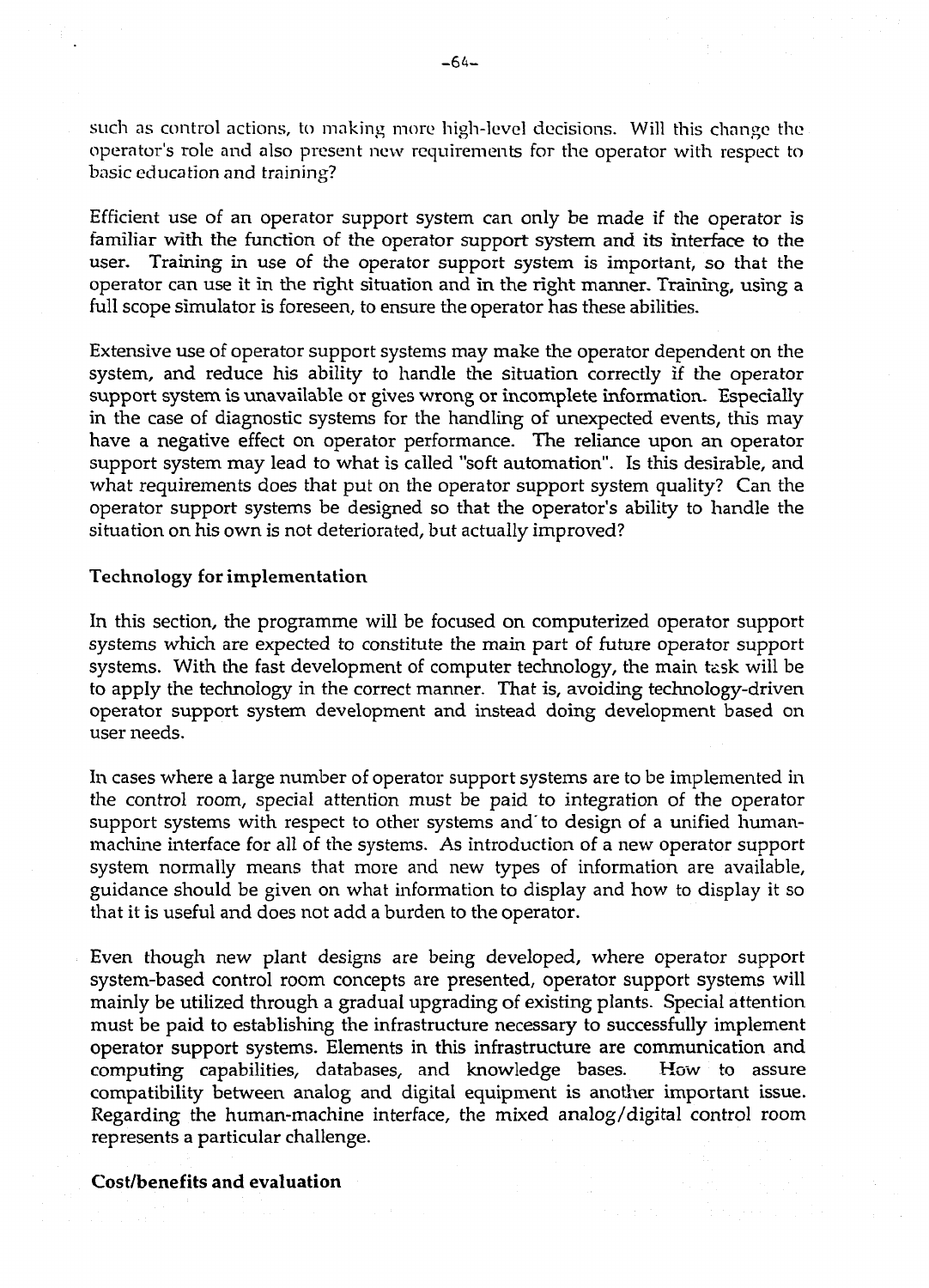such as control actions, to making more high-level decisions. Will this change the operator's role and also present new requirements for the operator with respect to basic education and training?

Efficient use of an operator support system can only be made if the operator is familiar with the function of the operator support system and its interface to the user. Training in use of the operator support system is important, so that the operator can use it in the right situation and in the right manner. Training, using a full scope simulator is foreseen, to ensure the operator has these abilities.

Extensive use of operator support systems may make the operator dependent on the system, and reduce his ability to handle the situation correctly if the operator support system is unavailable or gives wrong or incomplete information. Especially in the case of diagnostic systems for the handling of unexpected events, this may have a negative effect on operator performance. The reliance upon an operator support system may lead to what is called "soft automation". Is this desirable, and what requirements does that put on the operator support system quality? Can the operator support systems be designed so that the operator's ability to handle the situation on his own is not deteriorated, but actually improved?

**Technology for implementation**

In this section, the programme will be focused on computerized operator support systems which are expected to constitute the main part of future operator support systems. With the fast development of computer technology, the main task will be to apply the technology in the correct manner. That is, avoiding technology-driven operator support system development and instead doing development based on user needs.

In cases where a large number of operator support systems are to be implemented in the control room, special attention must be paid to integration of the operator support systems with respect to other systems and to design of a unified human-machine interface for all of the systems. As introduction of a new operator support system normally means that more and new types of information are available, guidance should be given on what information to display and how to display it so that it is useful and does not add a burden to the operator.

Even though new plant designs are being developed, where operator support system-based control room concepts are presented, operator support systems will mainly be utilized through a gradual upgrading of existing plants. Special attention must be paid to establishing the infrastructure necessary to successfully implement operator support systems. Elements in this infrastructure are communication and computing capabilities, databases, and knowledge bases. How to assure compatibility between analog and digital equipment is another important issue. Regarding the human-machine interface, the mixed analog/digital control room represents a particular challenge.

**Cost/benefits and evaluation**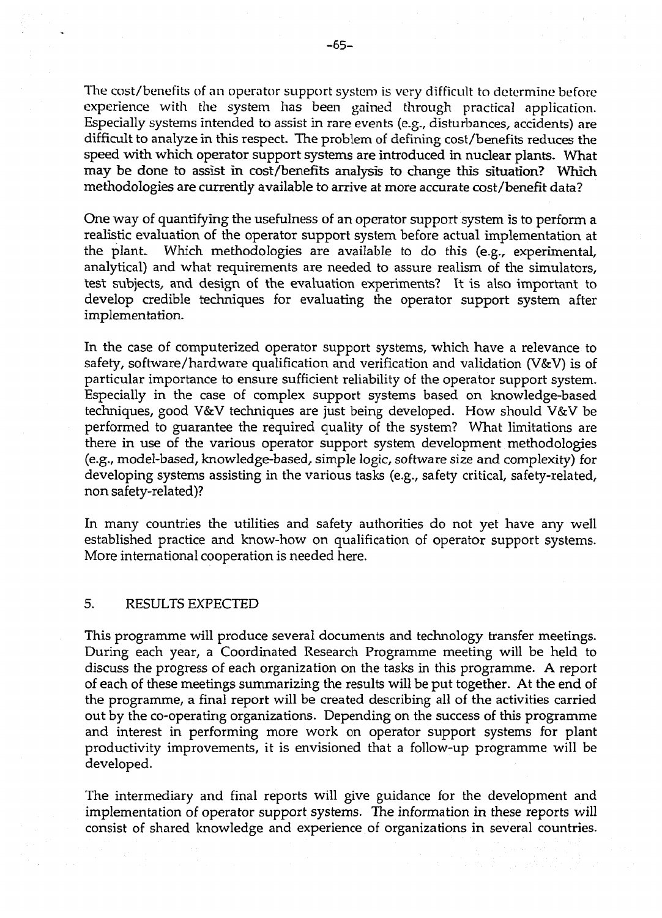The cost/benefits of an operator support system is very difficult to determine before experience with the system has been gained through practical application. Especially systems intended to assist in rare events (e.g., disturbances, accidents) are difficult to analyze in this respect. The problem of defining cost/benefits reduces the speed with which operator support systems are introduced in nuclear plants. What may be done to assist in cost/benefits analysis to change this situation? Which methodologies are currently available to arrive at more accurate cost/benefit data?

One way of quantifying the usefulness of an operator support system is to perform a realistic evaluation of the operator support system before actual implementation at the plant. Which methodologies are available to do this (e.g., experimental, analytical) and what requirements are needed to assure realism of the simulators, test subjects, and design of the evaluation experiments? It is also important to develop credible techniques for evaluating the operator support system after implementation.

In the case of computerized operator support systems, which have a relevance to safety, software/hardware qualification and verification and validation (V&V) is of particular importance to ensure sufficient reliability of the operator support system. Especially in the case of complex support systems based on knowledge-based techniques, good V&V techniques are just being developed. How should V&V be performed to guarantee the required quality of the system? What limitations are there in use of the various operator support system development methodologies (e.g., model-based, knowledge-based, simple logic, software size and complexity) for developing systems assisting in the various tasks (e.g., safety critical, safety-related, non safety-related)?

In many countries the utilities and safety authorities do not yet have any well established practice and know-how on qualification of operator support systems. More international cooperation is needed here.

## 5. RESULTS EXPECTED

This programme will produce several documents and technology transfer meetings. During each year, a Coordinated Research Programme meeting will be held to discuss the progress of each organization on the tasks in this programme. A report of each of these meetings summarizing the results will be put together. At the end of the programme, a final report will be created describing all of the activities carried out by the co-operating organizations. Depending on the success of this programme and interest in performing more work on operator support systems for plant productivity improvements, it is envisioned that a follow-up programme will be developed.

The intermediary and final reports will give guidance for the development and implementation of operator support systems. The information in these reports will consist of shared knowledge and experience of organizations in several countries.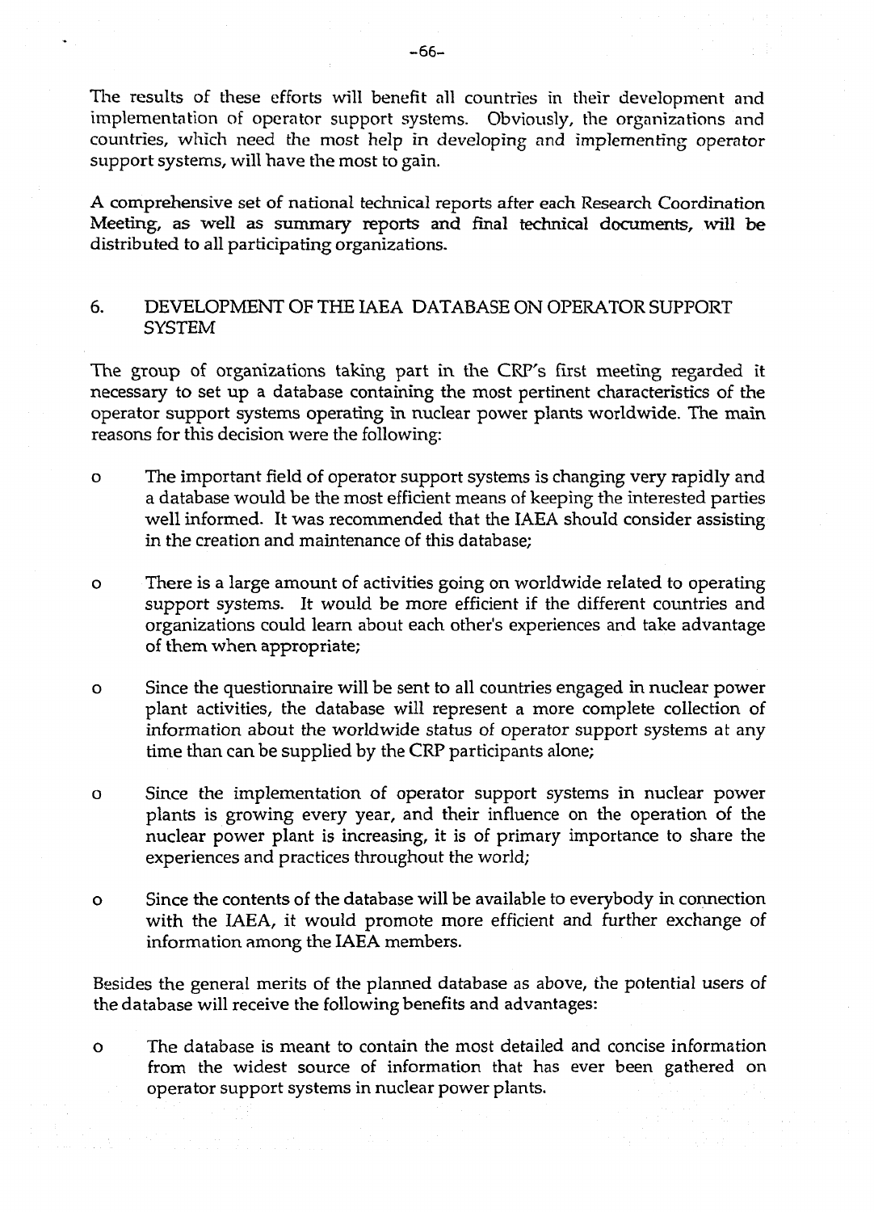The results of these efforts will benefit all countries in their development and implementation of operator support systems. Obviously, the organizations and countries, which need the most help in developing and implementing operator support systems, will have the most to gain.

A comprehensive set of national technical reports after each Research Coordination Meeting, as well as summary reports and final technical documents, will be distributed to all participating organizations.

## 6. DEVELOPMENT OF THE IAEA DATABASE ON OPERATOR SUPPORT SYSTEM

The group of organizations taking part in the CRP's first meeting regarded it necessary to set up a database containing the most pertinent characteristics of the operator support systems operating in nuclear power plants worldwide. The main reasons for this decision were the following:

- The important field of operator support systems is changing very rapidly and a database would be the most efficient means of keeping the interested parties well informed. It was recommended that the IAEA should consider assisting in the creation and maintenance of this database;

- There is a large amount of activities going on worldwide related to operating support systems. It would be more efficient if the different countries and organizations could learn about each other's experiences and take advantage of them when appropriate;

- Since the questionnaire will be sent to all countries engaged in nuclear power plant activities, the database will represent a more complete collection of information about the worldwide status of operator support systems at any time than can be supplied by the CRP participants alone;

- Since the implementation of operator support systems in nuclear power plants is growing every year, and their influence on the operation of the nuclear power plant is increasing, it is of primary importance to share the experiences and practices throughout the world;

- Since the contents of the database will be available to everybody in connection with the IAEA, it would promote more efficient and further exchange of information among the IAEA members.

Besides the general merits of the planned database as above, the potential users of the database will receive the following benefits and advantages:

- The database is meant to contain the most detailed and concise information from the widest source of information that has ever been gathered on operator support systems in nuclear power plants.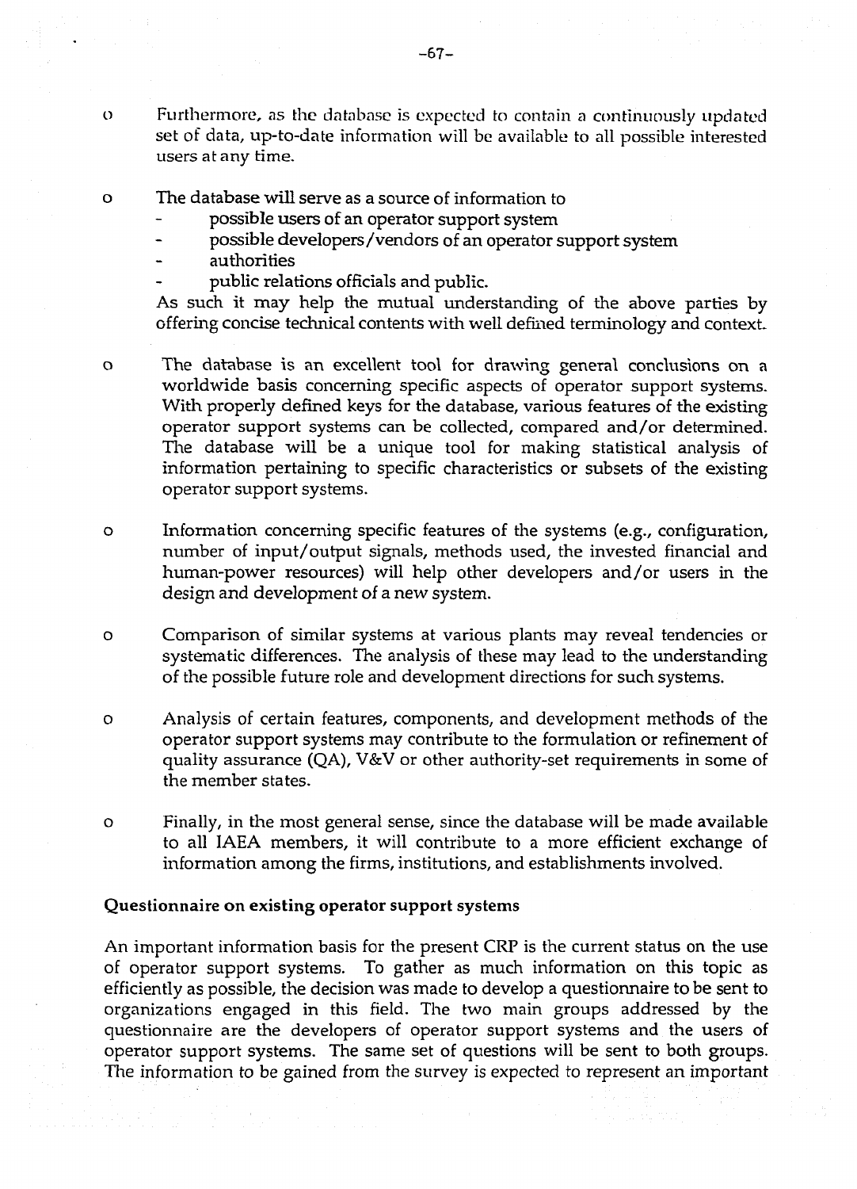- Furthermore, as the database is expected to contain a continuously updated set of data, up-to-date information will be available to all possible interested users at any time.

- The database will serve as a source of information to
  - possible users of an operator support system
  - possible developers/vendors of an operator support system
  - authorities
  - public relations officials and public.

  As such it may help the mutual understanding of the above parties by offering concise technical contents with well defined terminology and context.

- The database is an excellent tool for drawing general conclusions on a worldwide basis concerning specific aspects of operator support systems. With properly defined keys for the database, various features of the existing operator support systems can be collected, compared and/or determined. The database will be a unique tool for making statistical analysis of information pertaining to specific characteristics or subsets of the existing operator support systems.

- Information concerning specific features of the systems (e.g., configuration, number of input/output signals, methods used, the invested financial and human-power resources) will help other developers and/or users in the design and development of a new system.

- Comparison of similar systems at various plants may reveal tendencies or systematic differences. The analysis of these may lead to the understanding of the possible future role and development directions for such systems.

- Analysis of certain features, components, and development methods of the operator support systems may contribute to the formulation or refinement of quality assurance (QA), V&V or other authority-set requirements in some of the member states.

- Finally, in the most general sense, since the database will be made available to all IAEA members, it will contribute to a more efficient exchange of information among the firms, institutions, and establishments involved.

**Questionnaire on existing operator support systems**

An important information basis for the present CRP is the current status on the use of operator support systems. To gather as much information on this topic as efficiently as possible, the decision was made to develop a questionnaire to be sent to organizations engaged in this field. The two main groups addressed by the questionnaire are the developers of operator support systems and the users of operator support systems. The same set of questions will be sent to both groups. The information to be gained from the survey is expected to represent an important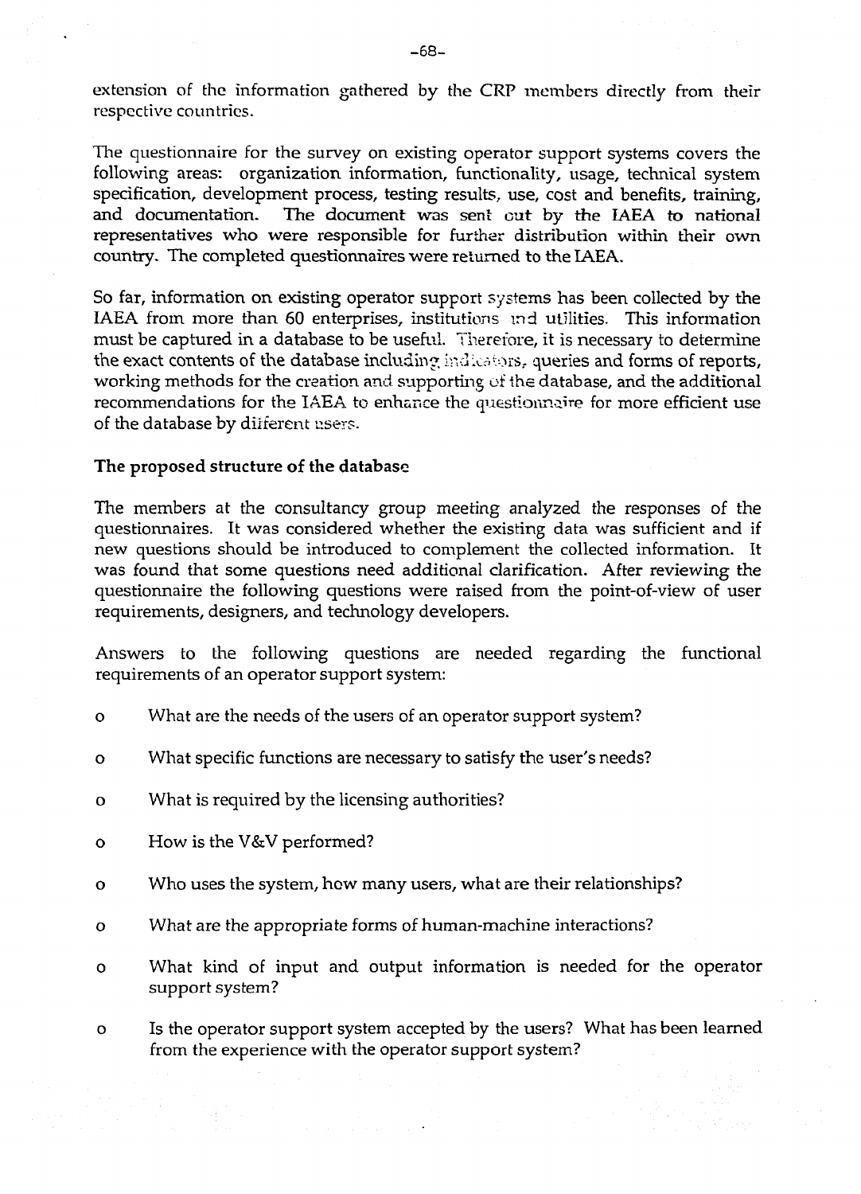extension of the information gathered by the CRP members directly from their respective countries.

The questionnaire for the survey on existing operator support systems covers the following areas: organization information, functionality, usage, technical system specification, development process, testing results, use, cost and benefits, training, and documentation. The document was sent out by the IAEA to national representatives who were responsible for further distribution within their own country. The completed questionnaires were returned to the IAEA.

So far, information on existing operator support systems has been collected by the IAEA from more than 60 enterprises, institutions and utilities. This information must be captured in a database to be useful. Therefore, it is necessary to determine the exact contents of the database including indicators, queries and forms of reports, working methods for the creation and supporting of the database, and the additional recommendations for the IAEA to enhance the questionnaire for more efficient use of the database by different users.

**The proposed structure of the database**

The members at the consultancy group meeting analyzed the responses of the questionnaires. It was considered whether the existing data was sufficient and if new questions should be introduced to complement the collected information. It was found that some questions need additional clarification. After reviewing the questionnaire the following questions were raised from the point-of-view of user requirements, designers, and technology developers.

Answers to the following questions are needed regarding the functional requirements of an operator support system:

- What are the needs of the users of an operator support system?
- What specific functions are necessary to satisfy the user's needs?
- What is required by the licensing authorities?
- How is the V&V performed?
- Who uses the system, how many users, what are their relationships?
- What are the appropriate forms of human-machine interactions?
- What kind of input and output information is needed for the operator support system?
- Is the operator support system accepted by the users? What has been learned from the experience with the operator support system?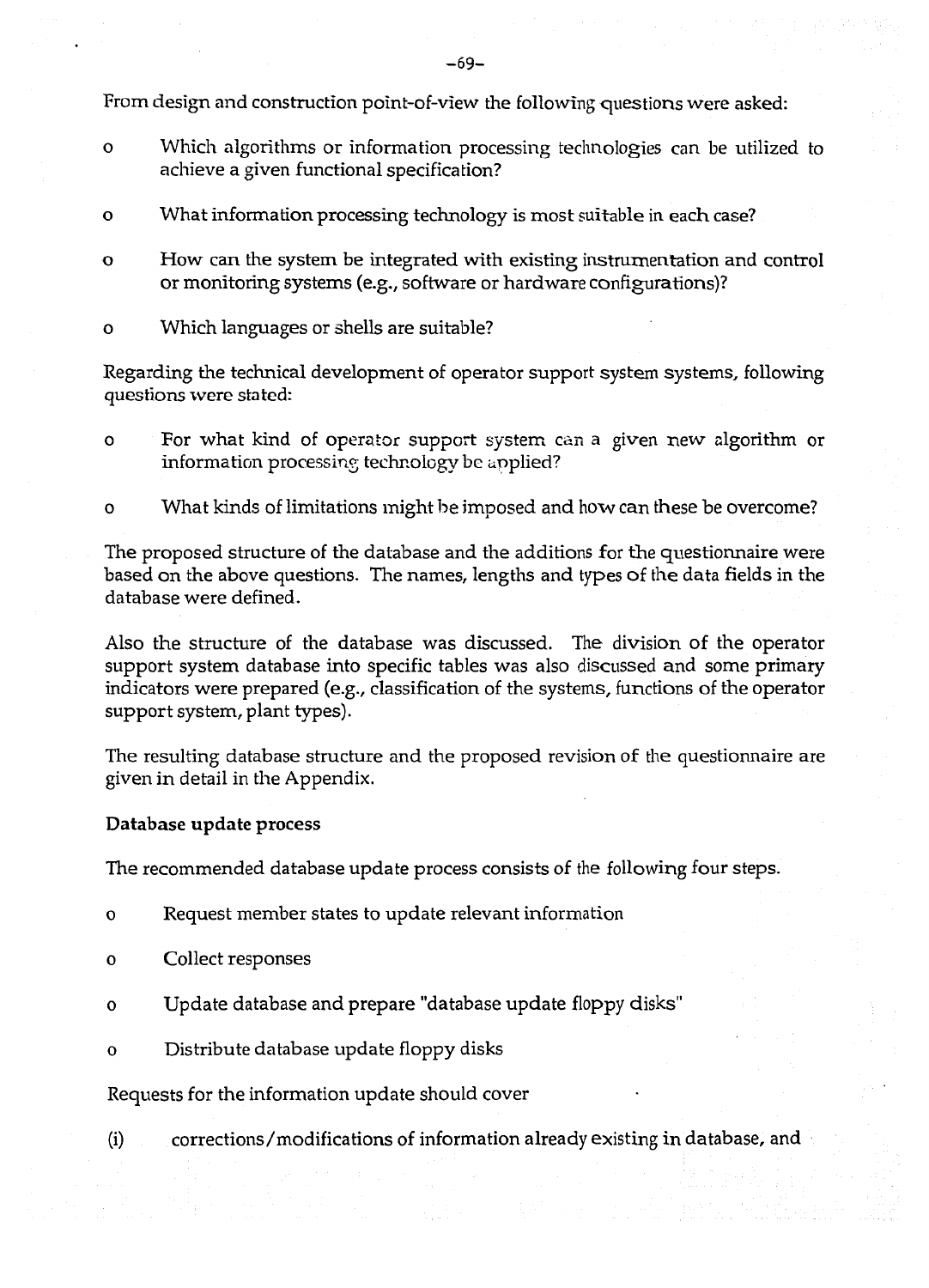From design and construction point-of-view the following questions were asked:

- Which algorithms or information processing technologies can be utilized to achieve a given functional specification?
- What information processing technology is most suitable in each case?
- How can the system be integrated with existing instrumentation and control or monitoring systems (e.g., software or hardware configurations)?
- Which languages or shells are suitable?

Regarding the technical development of operator support system systems, following questions were stated:

- For what kind of operator support system can a given new algorithm or information processing technology be applied?
- What kinds of limitations might be imposed and how can these be overcome?

The proposed structure of the database and the additions for the questionnaire were based on the above questions. The names, lengths and types of the data fields in the database were defined.

Also the structure of the database was discussed. The division of the operator support system database into specific tables was also discussed and some primary indicators were prepared (e.g., classification of the systems, functions of the operator support system, plant types).

The resulting database structure and the proposed revision of the questionnaire are given in detail in the Appendix.

**Database update process**

The recommended database update process consists of the following four steps.

- Request member states to update relevant information
- Collect responses
- Update database and prepare "database update floppy disks"
- Distribute database update floppy disks

Requests for the information update should cover

(i) corrections/modifications of information already existing in database, and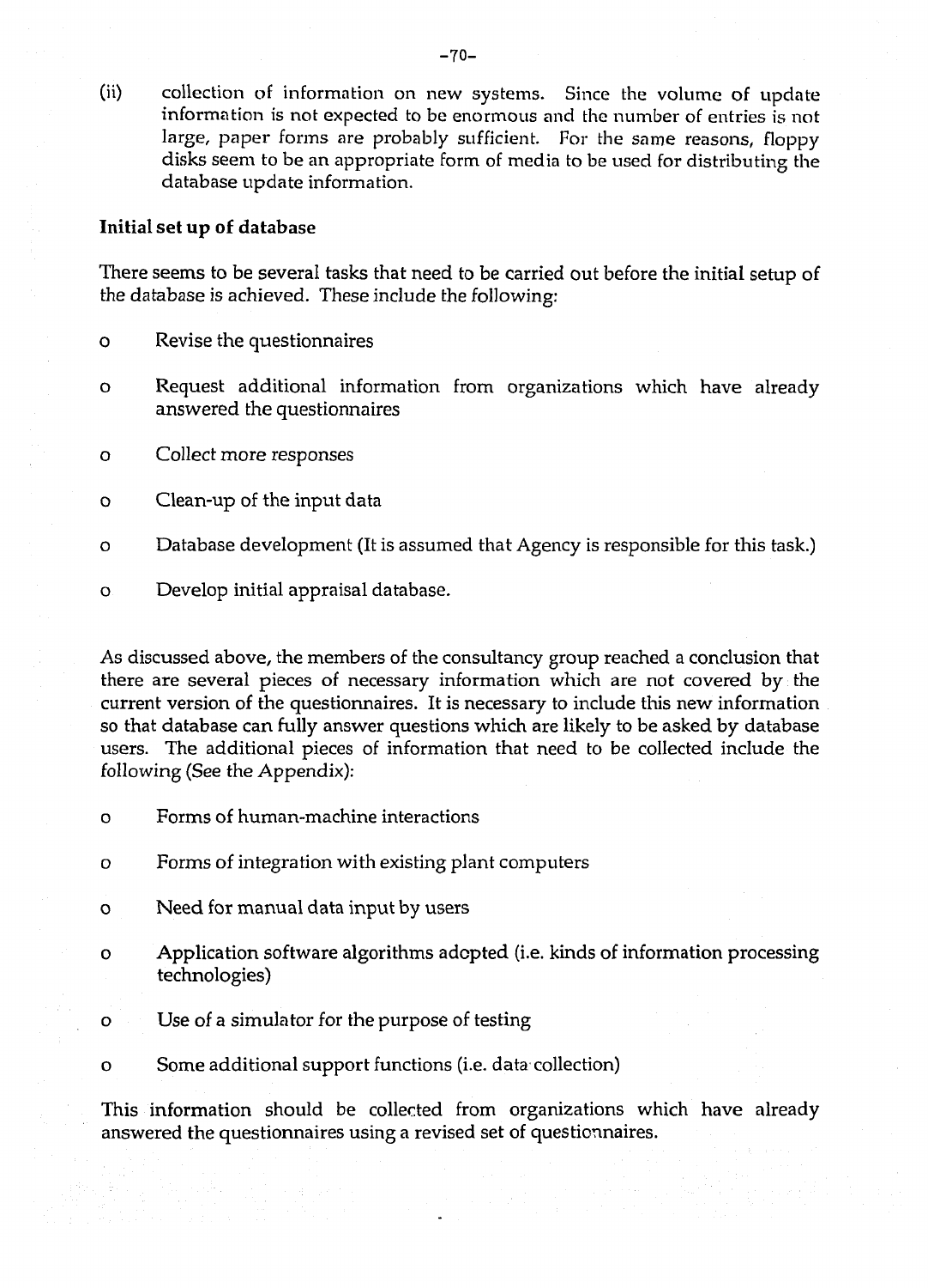(ii) collection of information on new systems. Since the volume of update information is not expected to be enormous and the number of entries is not large, paper forms are probably sufficient. For the same reasons, floppy disks seem to be an appropriate form of media to be used for distributing the database update information.

**Initial set up of database**

There seems to be several tasks that need to be carried out before the initial setup of the database is achieved. These include the following:

- Revise the questionnaires
- Request additional information from organizations which have already answered the questionnaires
- Collect more responses
- Clean-up of the input data
- Database development (It is assumed that Agency is responsible for this task.)
- Develop initial appraisal database.

As discussed above, the members of the consultancy group reached a conclusion that there are several pieces of necessary information which are not covered by the current version of the questionnaires. It is necessary to include this new information so that database can fully answer questions which are likely to be asked by database users. The additional pieces of information that need to be collected include the following (See the Appendix):

- Forms of human-machine interactions
- Forms of integration with existing plant computers
- Need for manual data input by users
- Application software algorithms adopted (i.e. kinds of information processing technologies)
- Use of a simulator for the purpose of testing
- Some additional support functions (i.e. data collection)

This information should be collected from organizations which have already answered the questionnaires using a revised set of questionnaires.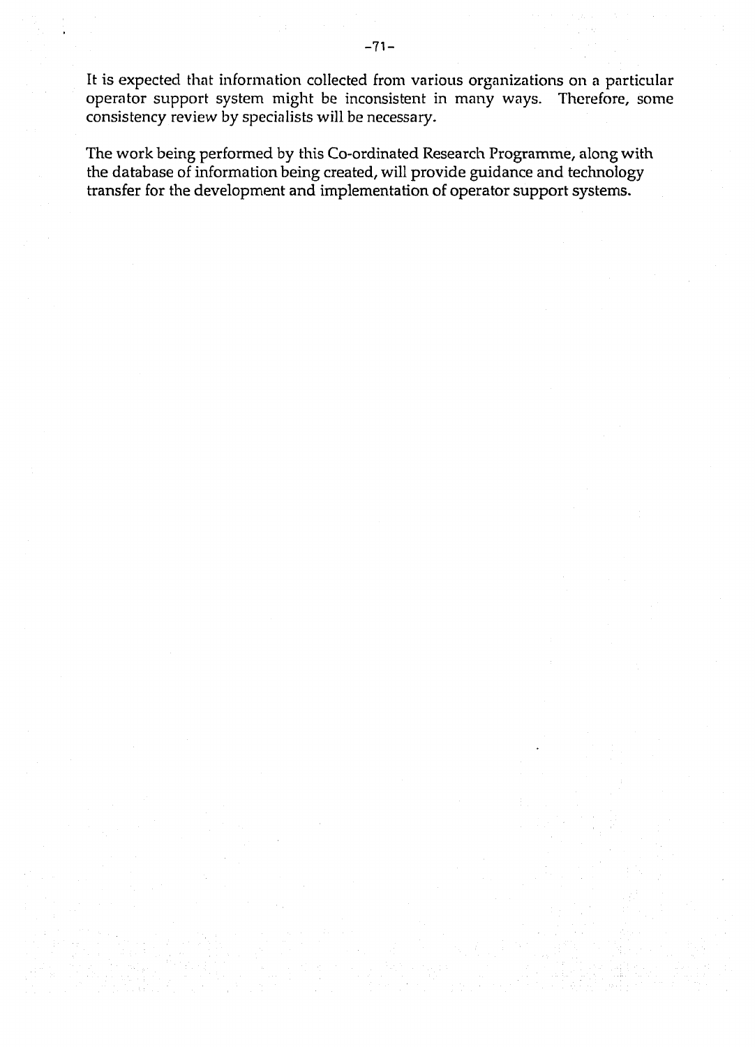It is expected that information collected from various organizations on a particular operator support system might be inconsistent in many ways. Therefore, some consistency review by specialists will be necessary.

The work being performed by this Co-ordinated Research Programme, along with the database of information being created, will provide guidance and technology transfer for the development and implementation of operator support systems.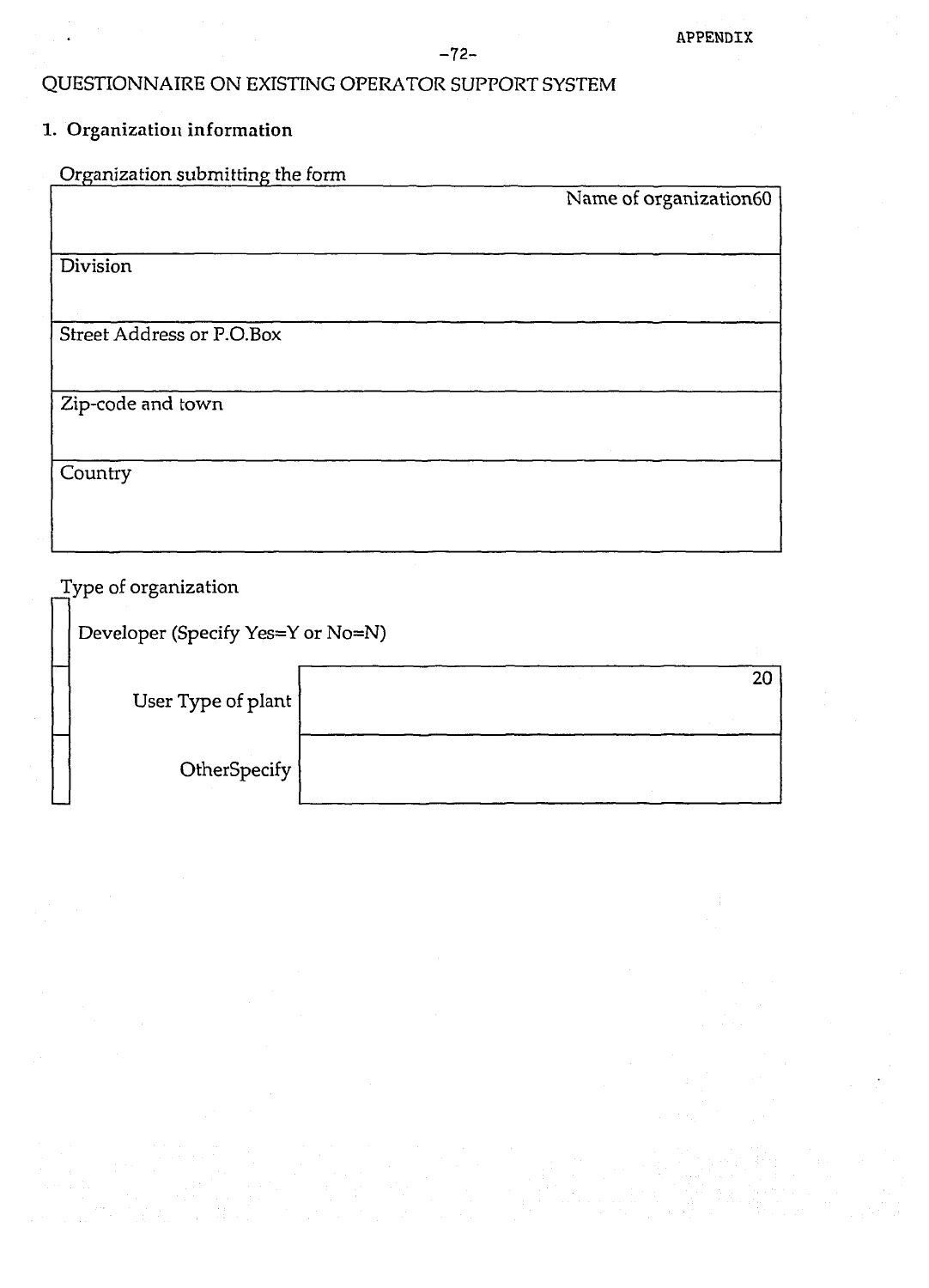APPENDIX

QUESTIONNAIRE ON EXISTING OPERATOR SUPPORT SYSTEM

**1. Organization information**

Organization submitting the form

| Name of organization60 |
|---|
| Division |
| Street Address or P.O.Box |
| Zip-code and town |
| Country |

Type of organization

| | | |
|---|---|---|
| | Developer (Specify Yes=Y or No=N) | |
| | User Type of plant | 20 |
| | OtherSpecify | |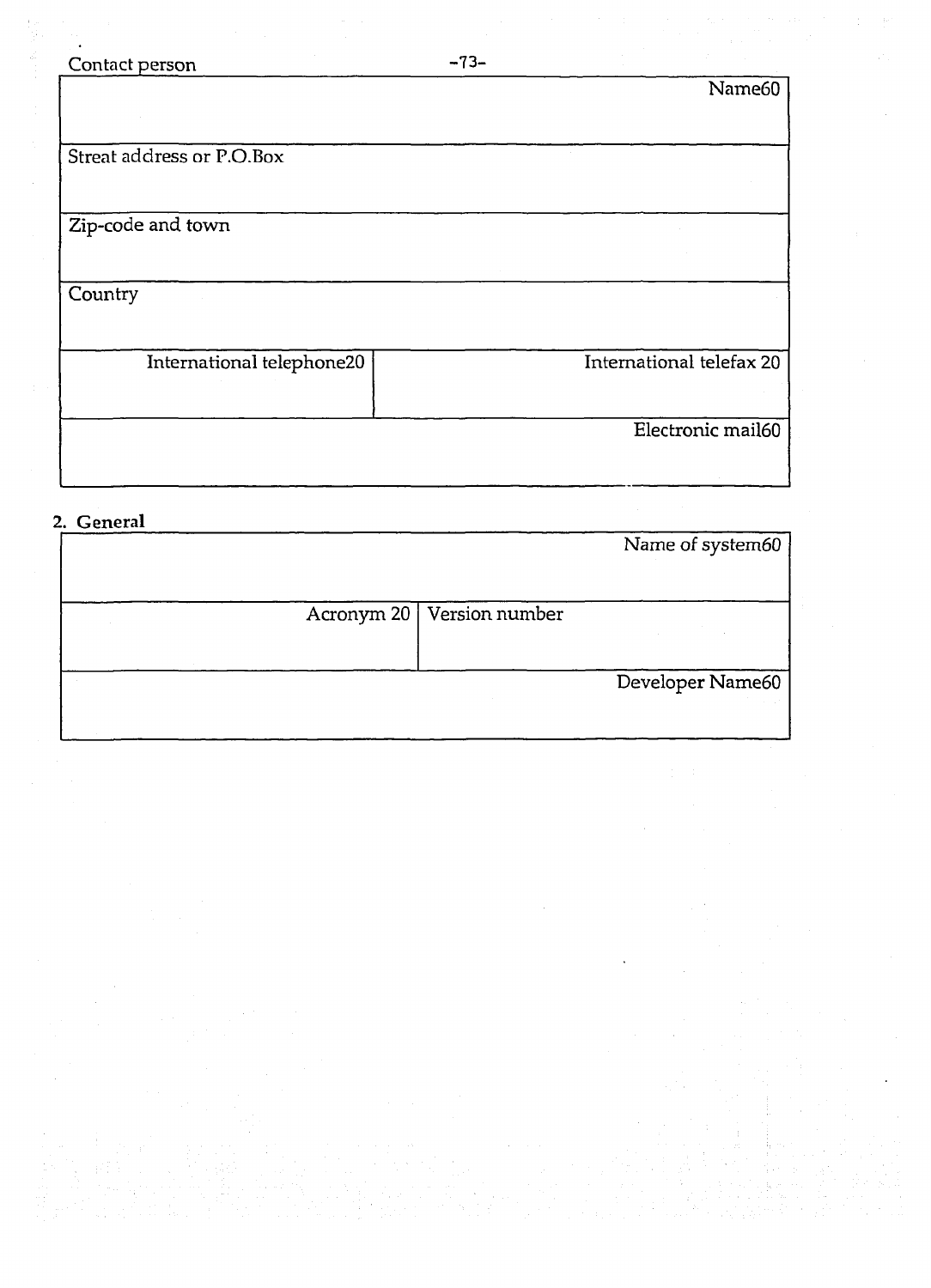Contact person

| Name60 | |
|---|---|
| Streat address or P.O.Box | |
| Zip-code and town | |
| Country | |
| International telephone20 | International telefax 20 |
| Electronic mail60 | |

## 2. General

| Name of system60 | |
|---|---|
| Acronym 20 | Version number |
| Developer Name60 | |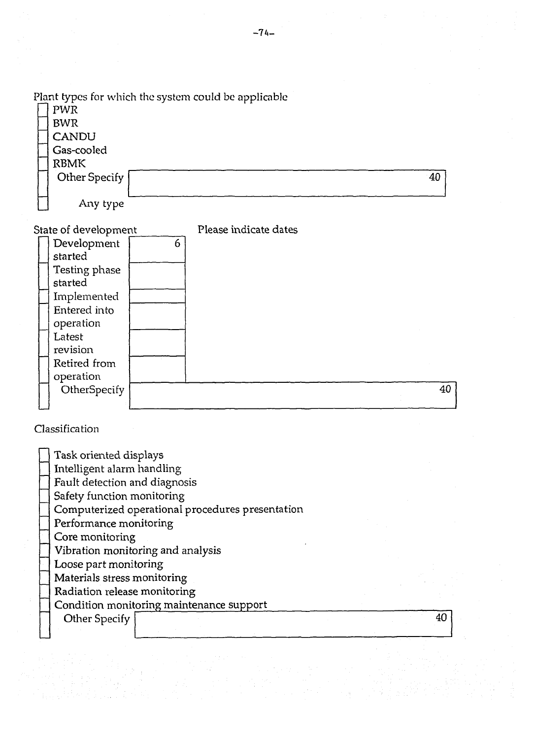Plant types for which the system could be applicable

- [ ] PWR
- [ ] BWR
- [ ] CANDU
- [ ] Gas-cooled
- [ ] RBMK
- [ ] Other Specify [ 40 ]
- [ ] Any type

State of development — Please indicate dates

| | |
|---|---|
| [ ] Development started | 6 |
| [ ] Testing phase started | |
| [ ] Implemented | |
| [ ] Entered into operation | |
| [ ] Latest revision | |
| [ ] Retired from operation | |
| [ ] OtherSpecify | 40 |

Classification

- [ ] Task oriented displays
- [ ] Intelligent alarm handling
- [ ] Fault detection and diagnosis
- [ ] Safety function monitoring
- [ ] Computerized operational procedures presentation
- [ ] Performance monitoring
- [ ] Core monitoring
- [ ] Vibration monitoring and analysis
- [ ] Loose part monitoring
- [ ] Materials stress monitoring
- [ ] Radiation release monitoring
- [ ] Condition monitoring maintenance support
- [ ] Other Specify [ 40 ]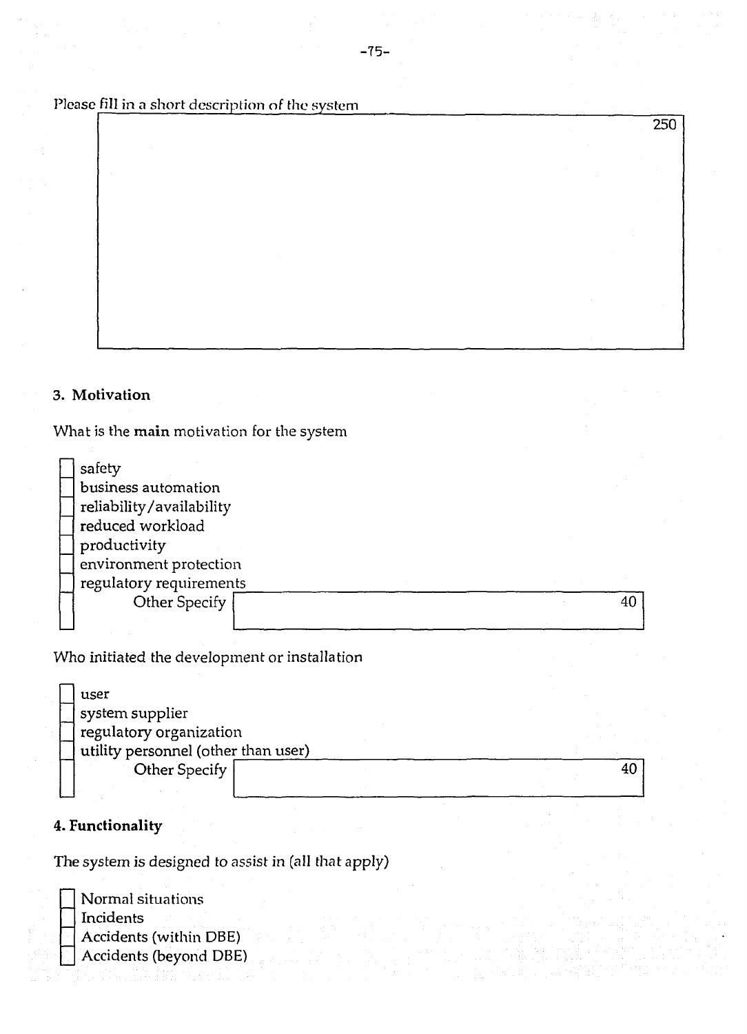Please fill in a short description of the system

| 250 |
|---|
| |

## 3. Motivation

What is the **main** motivation for the system

- [ ] safety
- [ ] business automation
- [ ] reliability/availability
- [ ] reduced workload
- [ ] productivity
- [ ] environment protection
- [ ] regulatory requirements
- [ ] Other Specify ______________________ 40

Who initiated the development or installation

- [ ] user
- [ ] system supplier
- [ ] regulatory organization
- [ ] utility personnel (other than user)
- [ ] Other Specify ______________________ 40

## 4. Functionality

The system is designed to assist in (all that apply)

- [ ] Normal situations
- [ ] Incidents
- [ ] Accidents (within DBE)
- [ ] Accidents (beyond DBE)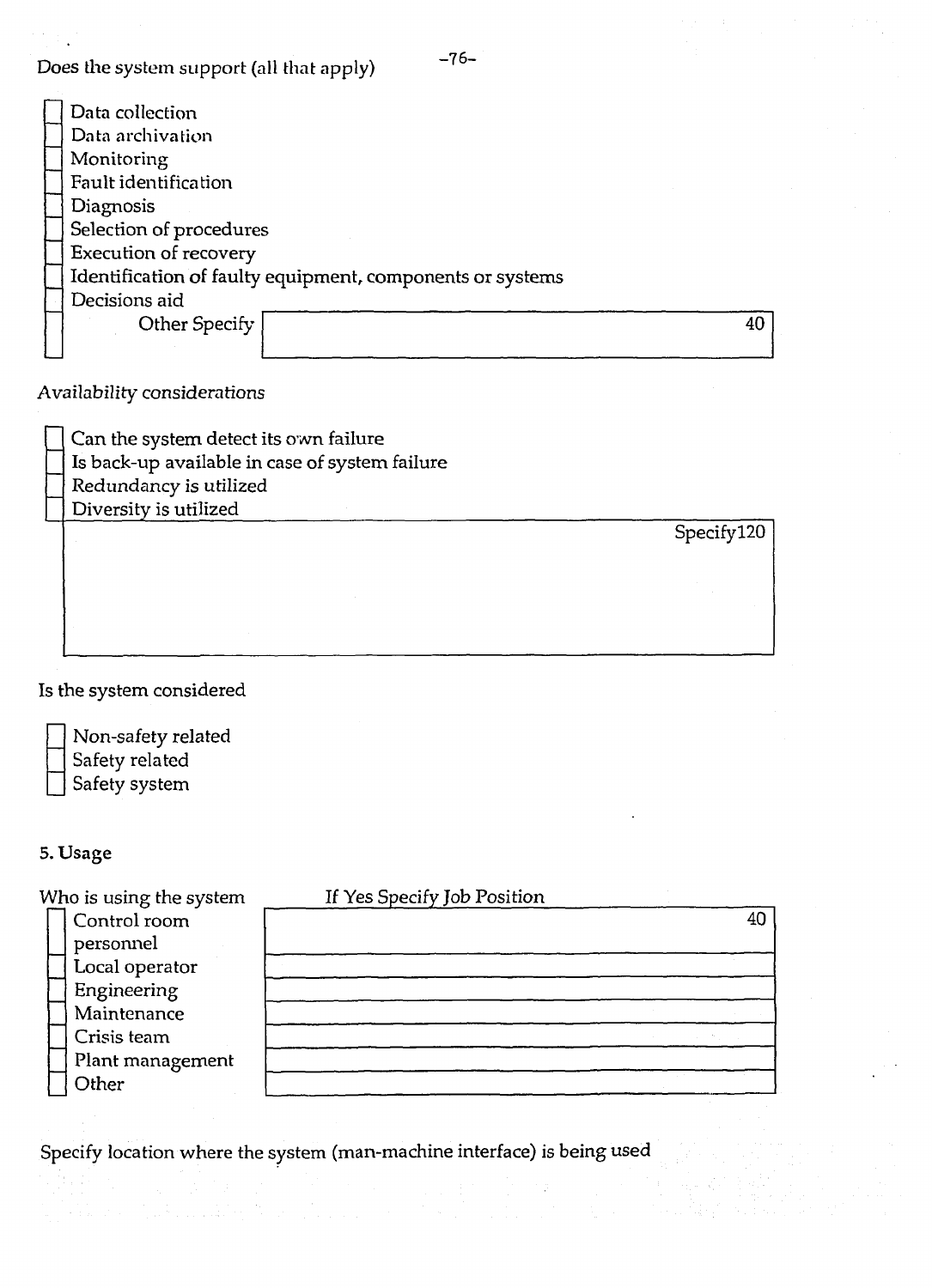Does the system support (all that apply)

- [ ] Data collection
- [ ] Data archivation
- [ ] Monitoring
- [ ] Fault identification
- [ ] Diagnosis
- [ ] Selection of procedures
- [ ] Execution of recovery
- [ ] Identification of faulty equipment, components or systems
- [ ] Decisions aid
- [ ] Other Specify [40]

*Availability considerations*

- [ ] Can the system detect its own failure
- [ ] Is back-up available in case of system failure
- [ ] Redundancy is utilized
- [ ] Diversity is utilized

Specify120

Is the system considered

- [ ] Non-safety related
- [ ] Safety related
- [ ] Safety system

**5. Usage**

| Who is using the system | If Yes Specify Job Position (40) |
|---|---|
| [ ] Control room personnel | |
| [ ] Local operator | |
| [ ] Engineering | |
| [ ] Maintenance | |
| [ ] Crisis team | |
| [ ] Plant management | |
| [ ] Other | |

Specify location where the system (man-machine interface) is being used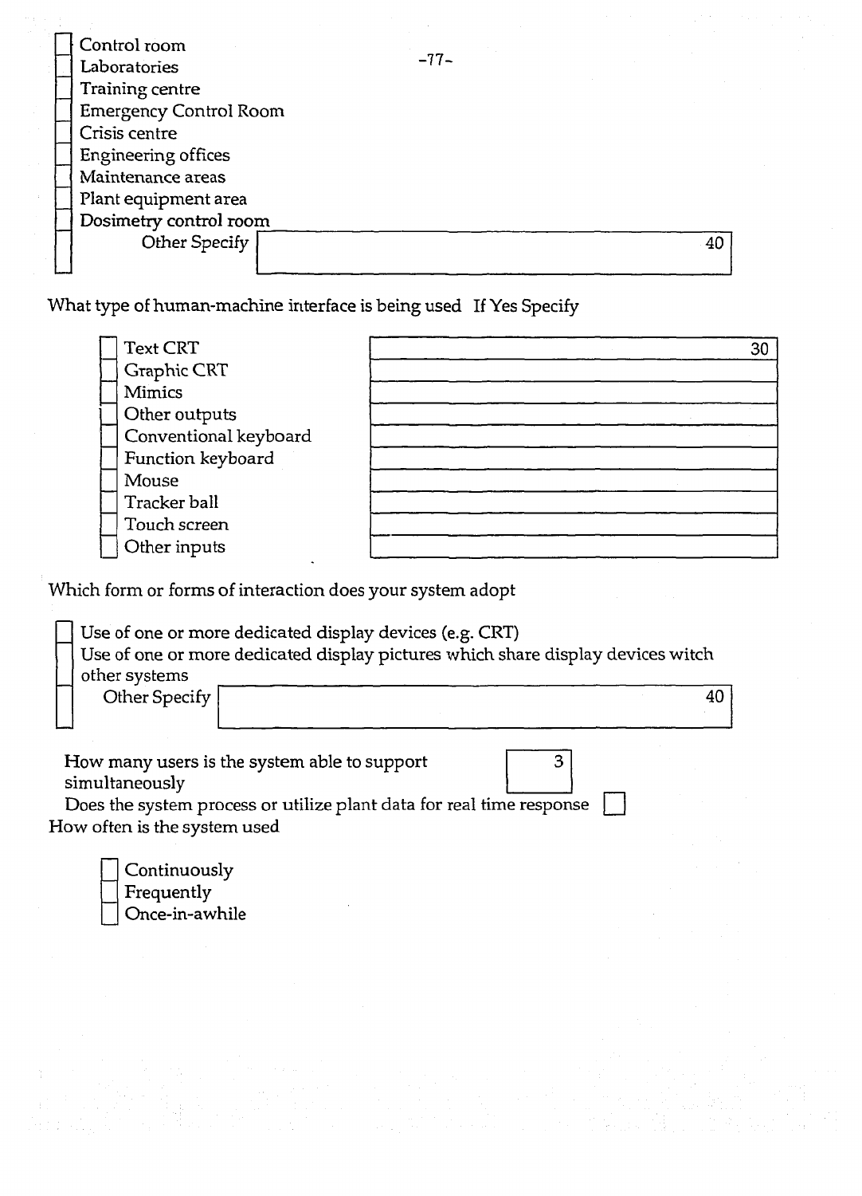- [ ] Control room
- [ ] Laboratories
- [ ] Training centre
- [ ] Emergency Control Room
- [ ] Crisis centre
- [ ] Engineering offices
- [ ] Maintenance areas
- [ ] Plant equipment area
- [ ] Dosimetry control room
- [ ] Other Specify [ 40 ]

What type of human-machine interface is being used If Yes Specify

| | If Yes Specify (30) |
|---|---|
| [ ] Text CRT | |
| [ ] Graphic CRT | |
| [ ] Mimics | |
| [ ] Other outputs | |
| [ ] Conventional keyboard | |
| [ ] Function keyboard | |
| [ ] Mouse | |
| [ ] Tracker ball | |
| [ ] Touch screen | |
| [ ] Other inputs | |

Which form or forms of interaction does your system adopt

- [ ] Use of one or more dedicated display devices (e.g. CRT)
- [ ] Use of one or more dedicated display pictures which share display devices witch other systems
- [ ] Other Specify [ 40 ]

How many users is the system able to support simultaneously [ 3 ]

Does the system process or utilize plant data for real time response [ ]

How often is the system used

- [ ] Continuously
- [ ] Frequently
- [ ] Once-in-awhile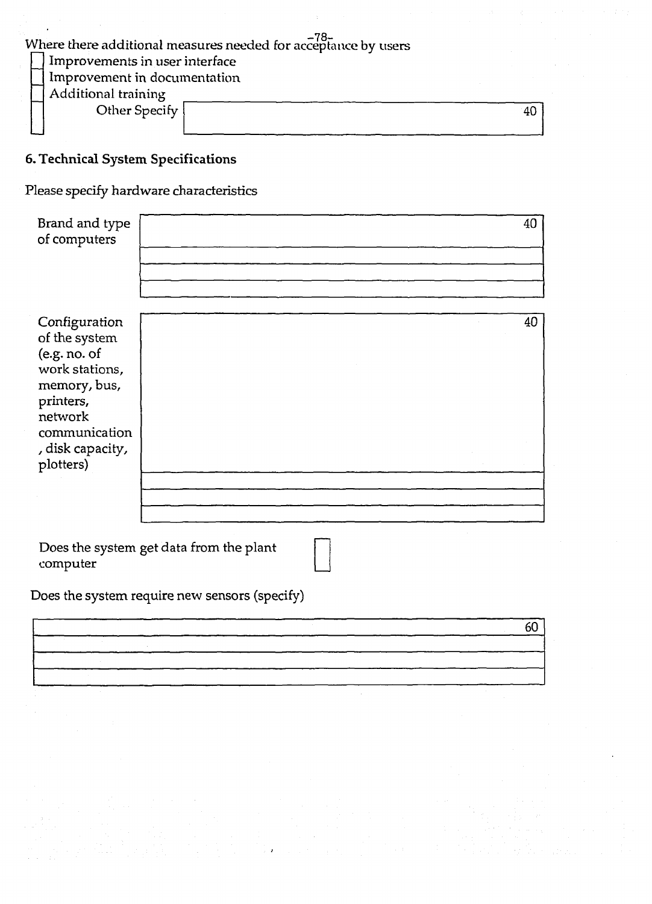Where there additional measures needed for acceptance by users

- [ ] Improvements in user interface
- [ ] Improvement in documentation
- [ ] Additional training
- [ ] Other Specify [40]

## 6. Technical System Specifications

Please specify hardware characteristics

Brand and type of computers [40]

Configuration of the system (e.g. no. of work stations, memory, bus, printers, network communication, disk capacity, plotters) [40]

Does the system get data from the plant computer [ ]

Does the system require new sensors (specify)

[60]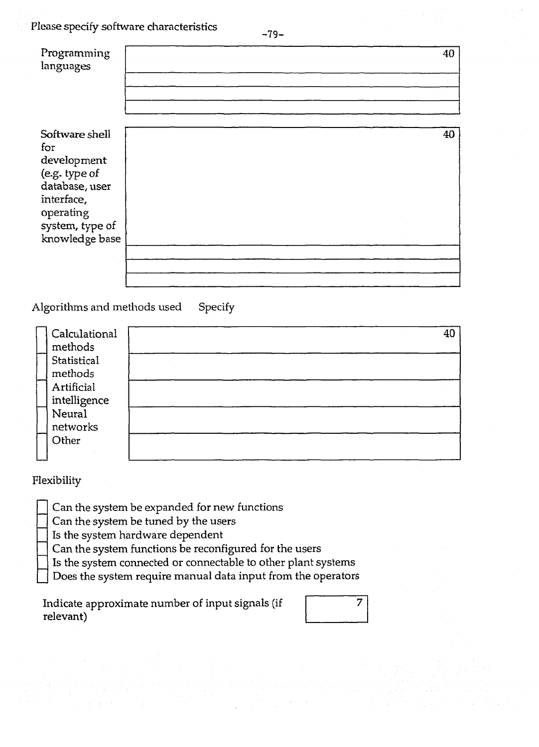Please specify software characteristics

| Programming languages | 40 |
|---|---|
| | |
| | |
| | |

| Software shell for development (e.g. type of database, user interface, operating system, type of knowledge base | 40 |
|---|---|
| | |
| | |
| | |

Algorithms and methods used    Specify

| | | 40 |
|---|---|---|
| ☐ | Calculational methods | |
| ☐ | Statistical methods | |
| ☐ | Artificial intelligence | |
| ☐ | Neural networks | |
| ☐ | Other | |

Flexibility

- ☐ Can the system be expanded for new functions
- ☐ Can the system be tuned by the users
- ☐ Is the system hardware dependent
- ☐ Can the system functions be reconfigured for the users
- ☐ Is the system connected or connectable to other plant systems
- ☐ Does the system require manual data input from the operators

| Indicate approximate number of input signals (if relevant) | 7 |
|---|---|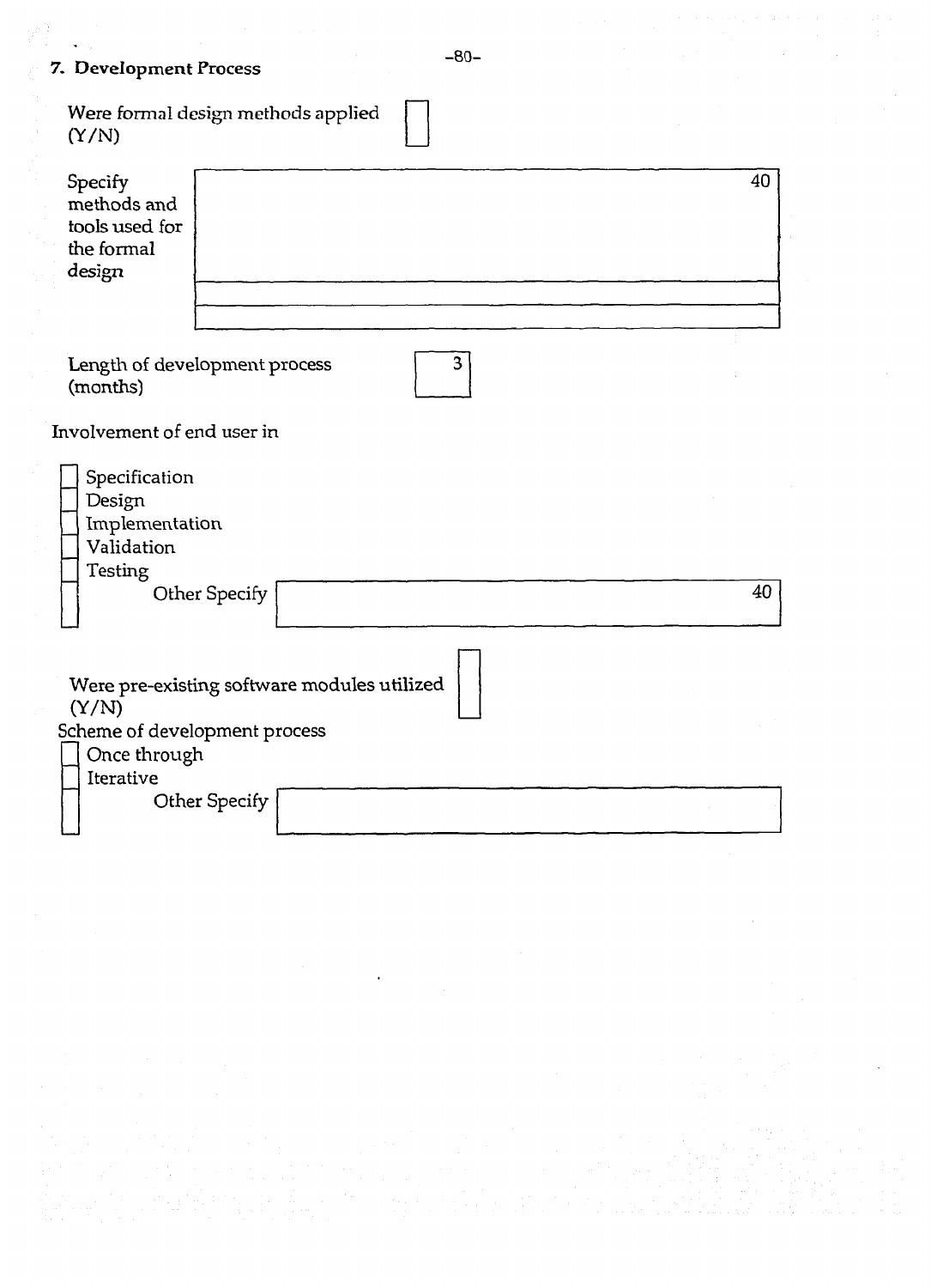## 7. Development Process

Were formal design methods applied (Y/N) ☐

Specify methods and tools used for the formal design [ 40 ]

Length of development process (months) [ 3 ]

Involvement of end user in

- ☐ Specification
- ☐ Design
- ☐ Implementation
- ☐ Validation
- ☐ Testing
- ☐ Other Specify [ 40 ]

Were pre-existing software modules utilized (Y/N) ☐

Scheme of development process

- ☐ Once through
- ☐ Iterative
- ☐ Other Specify [ ]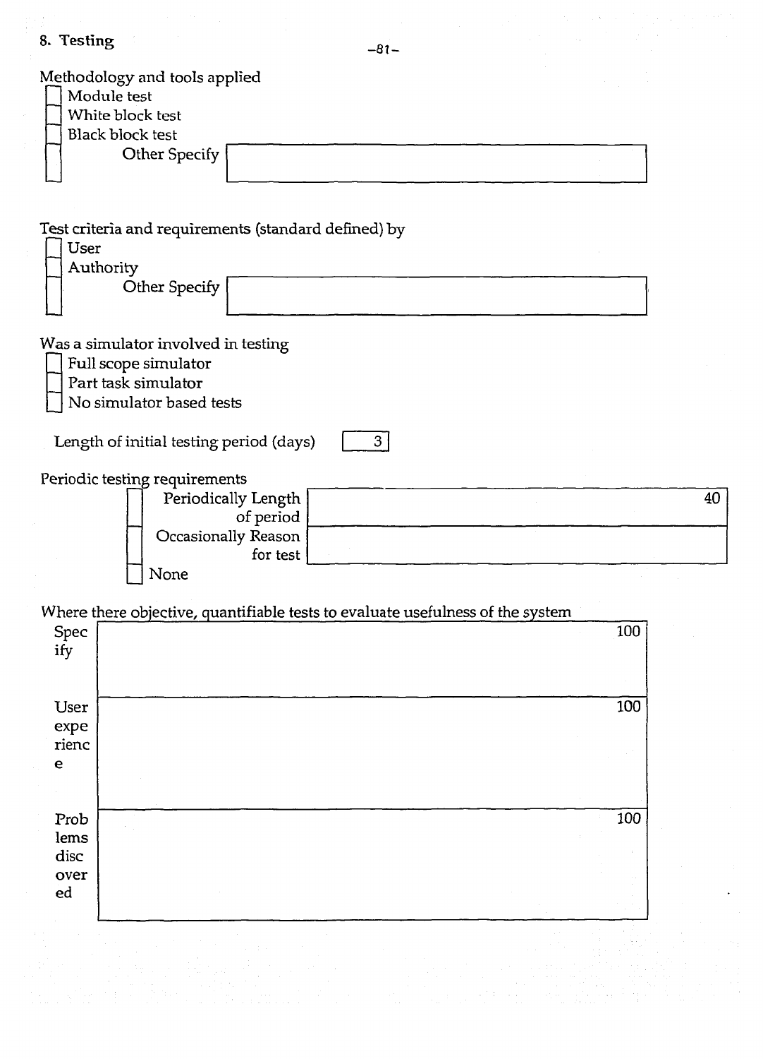## 8. Testing

Methodology and tools applied

- [ ] Module test
- [ ] White block test
- [ ] Black block test
- [ ] Other Specify

Test criteria and requirements (standard defined) by

- [ ] User
- [ ] Authority
- [ ] Other Specify

Was a simulator involved in testing

- [ ] Full scope simulator
- [ ] Part task simulator
- [ ] No simulator based tests

Length of initial testing period (days) | 3 |

Periodic testing requirements

- [ ] Periodically Length of period | 40 |
- [ ] Occasionally Reason for test
- [ ] None

Where there objective, quantifiable tests to evaluate usefulness of the system

| | |
|---|---|
| Specify | 100 |
| User experience | 100 |
| Problems discovered | 100 |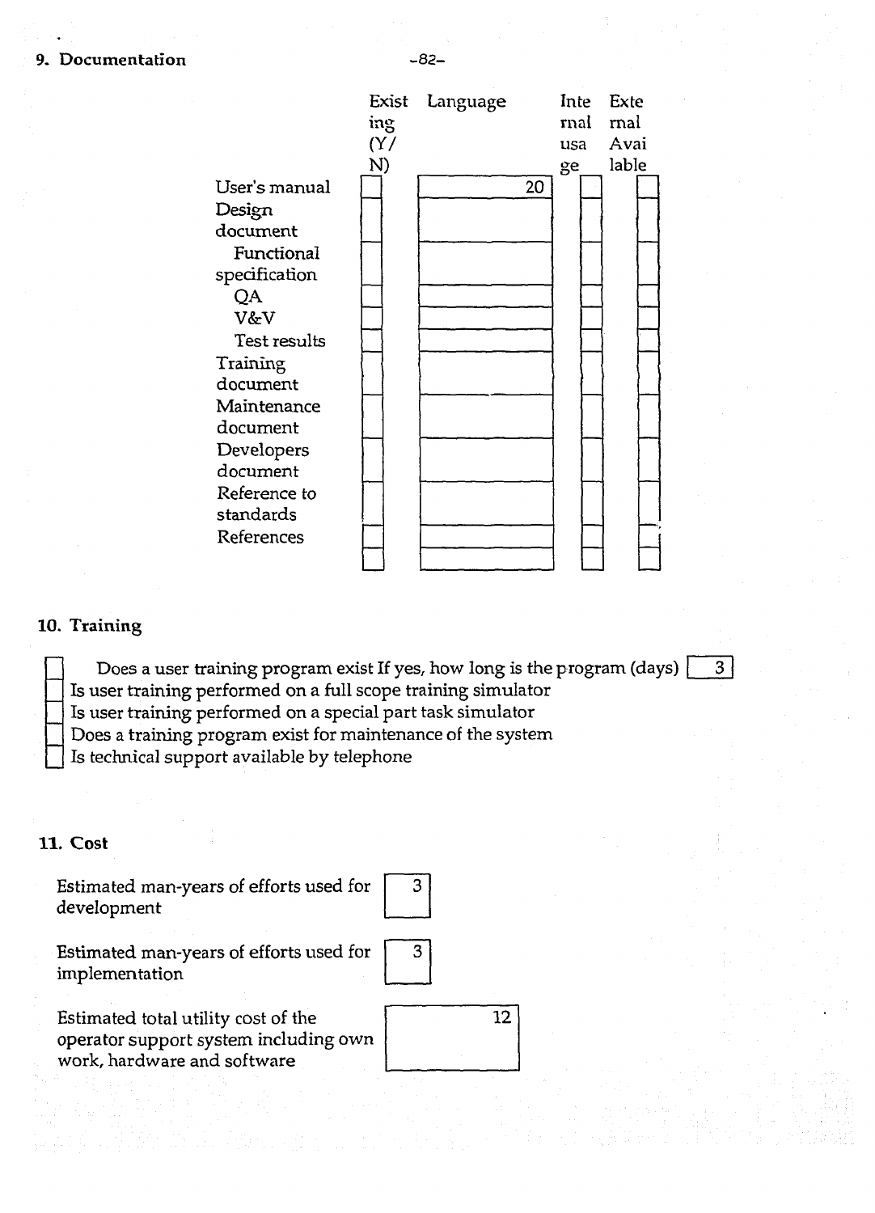## 9. Documentation

| | Existing (Y/N) | Language | Internal usage | External Available |
|---|---|---|---|---|
| User's manual | | 20 | | |
| Design document | | | | |
| Functional specification | | | | |
| QA | | | | |
| V&V | | | | |
| Test results | | | | |
| Training document | | | | |
| Maintenance document | | | | |
| Developers document | | | | |
| Reference to standards | | | | |
| References | | | | |
| | | | | |

## 10. Training

- [ ] Does a user training program exist If yes, how long is the program (days) [ 3 ]
- [ ] Is user training performed on a full scope training simulator
- [ ] Is user training performed on a special part task simulator
- [ ] Does a training program exist for maintenance of the system
- [ ] Is technical support available by telephone

## 11. Cost

| | |
|---|---|
| Estimated man-years of efforts used for development | 3 |
| Estimated man-years of efforts used for implementation | 3 |
| Estimated total utility cost of the operator support system including own work, hardware and software | 12 |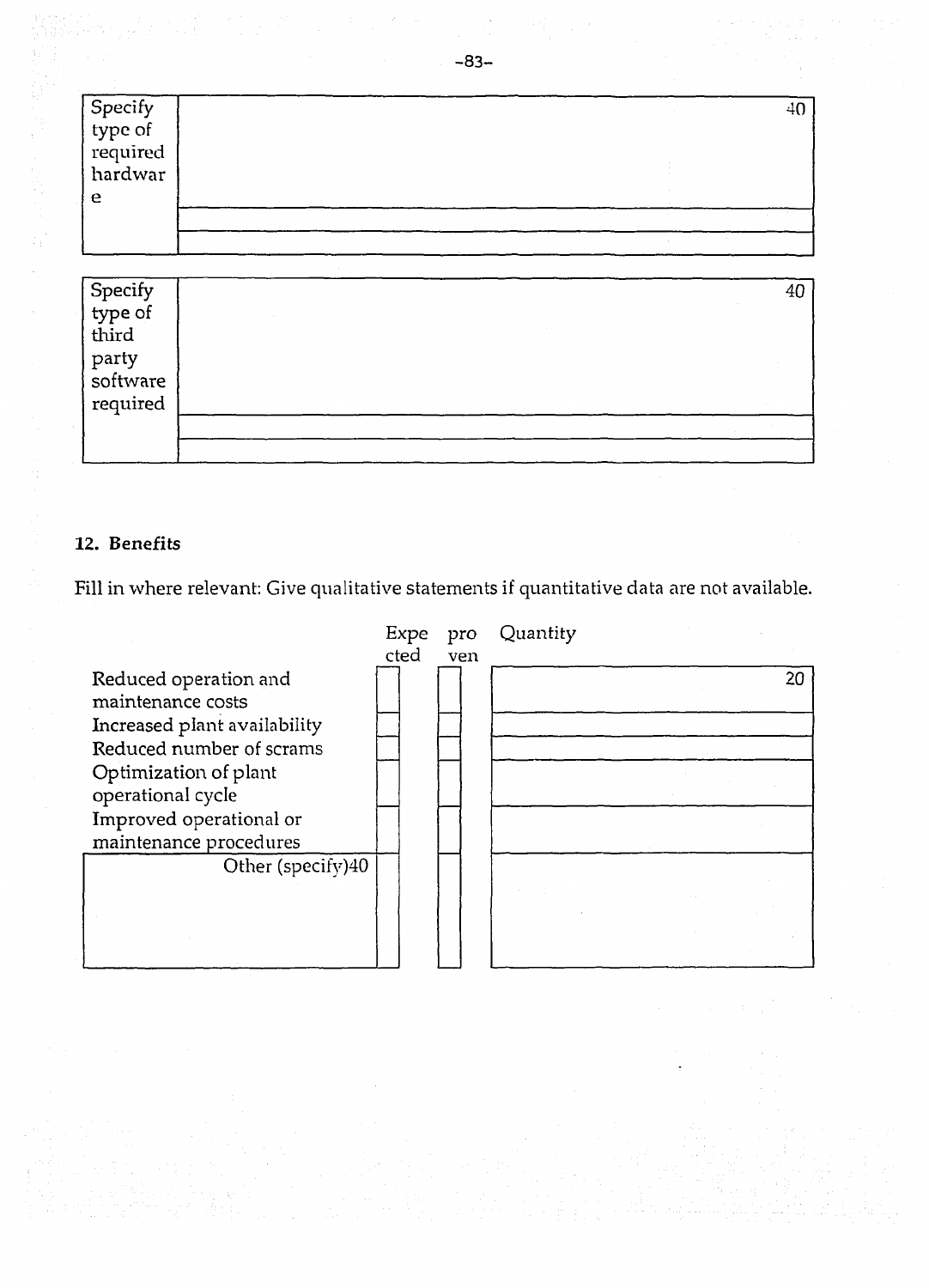| Specify type of required hardware | 40 |
|---|---|
| | |
| | |

| Specify type of third party software required | 40 |
|---|---|
| | |
| | |

**12. Benefits**

Fill in where relevant: Give qualitative statements if quantitative data are not available.

| | Expected | proven | Quantity |
|---|---|---|---|
| Reduced operation and maintenance costs | | | 20 |
| Increased plant availability | | | |
| Reduced number of scrams | | | |
| Optimization of plant operational cycle | | | |
| Improved operational or maintenance procedures | | | |
| Other (specify)40 | | | |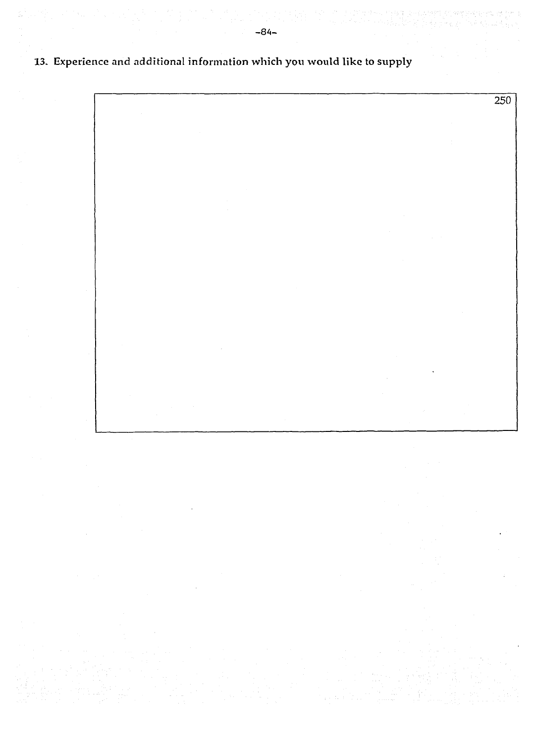13. Experience and additional information which you would like to supply

| 250 |
| --- |
| |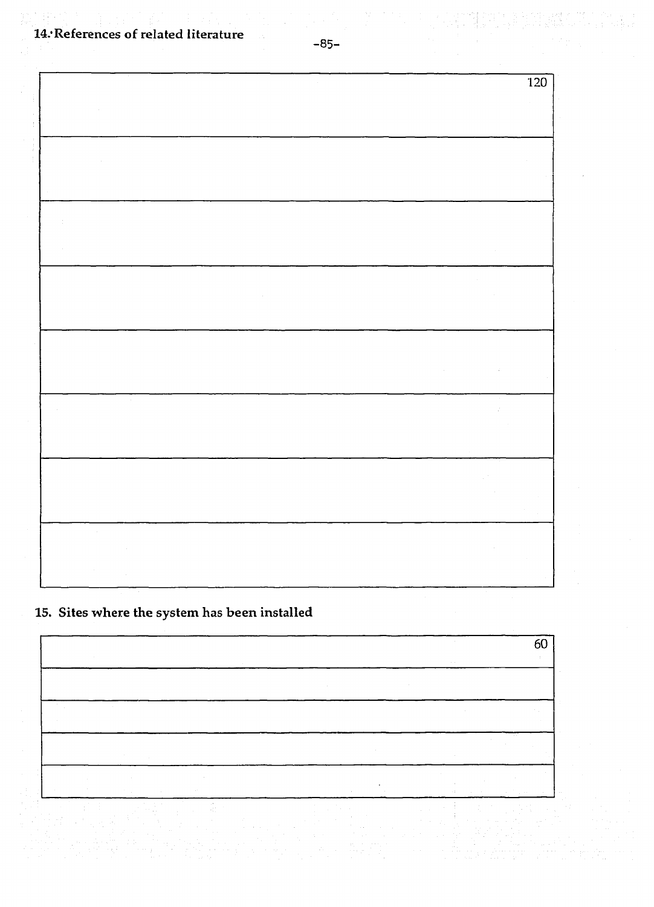**14. References of related literature**

| |
|---|
| 120 |
| |
| |
| |
| |
| |
| |
| |

**15. Sites where the system has been installed**

| |
|---|
| 60 |
| |
| |
| |
| |